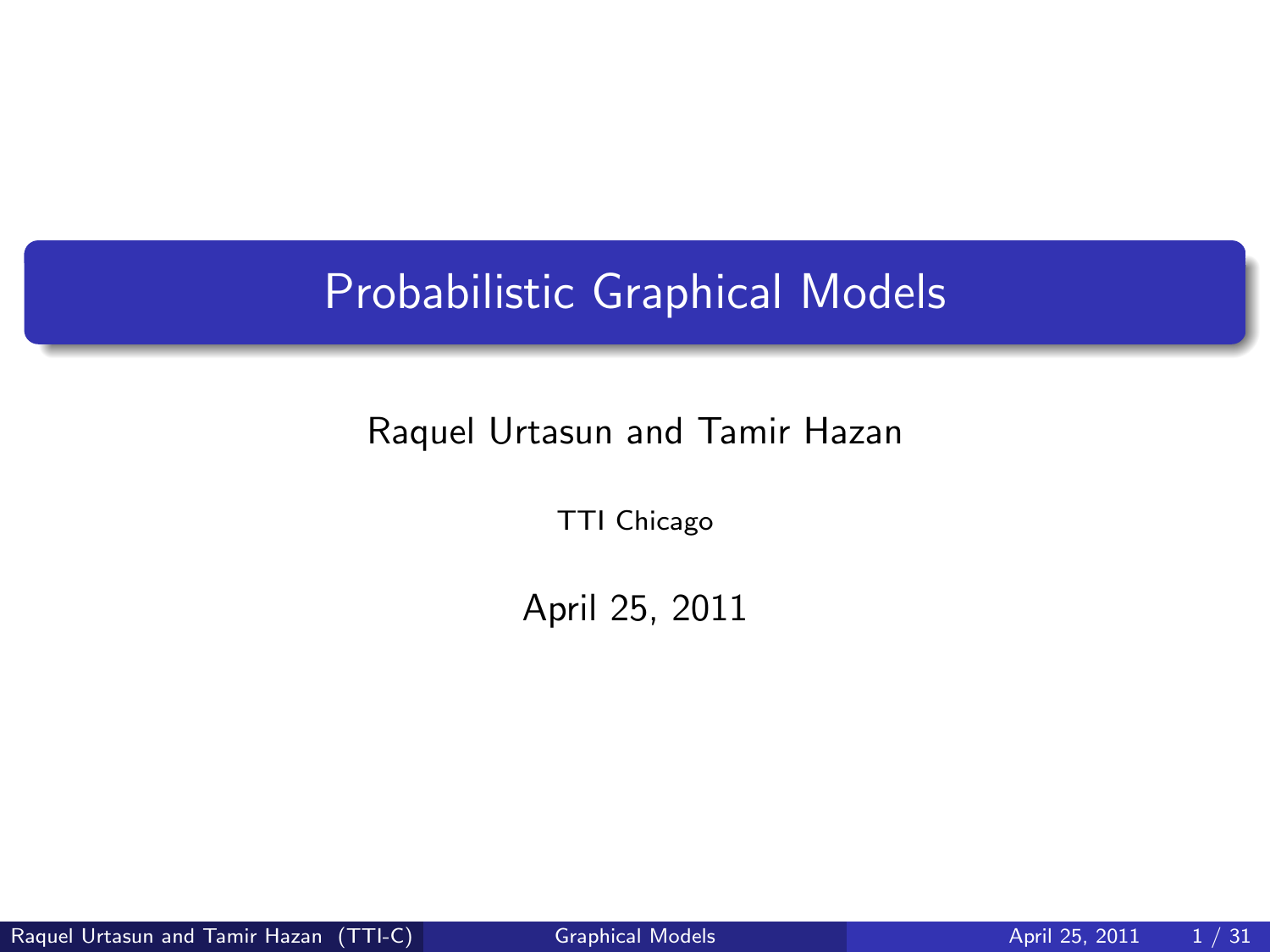# Probabilistic Graphical Models

Raquel Urtasun and Tamir Hazan

TTI Chicago

April 25, 2011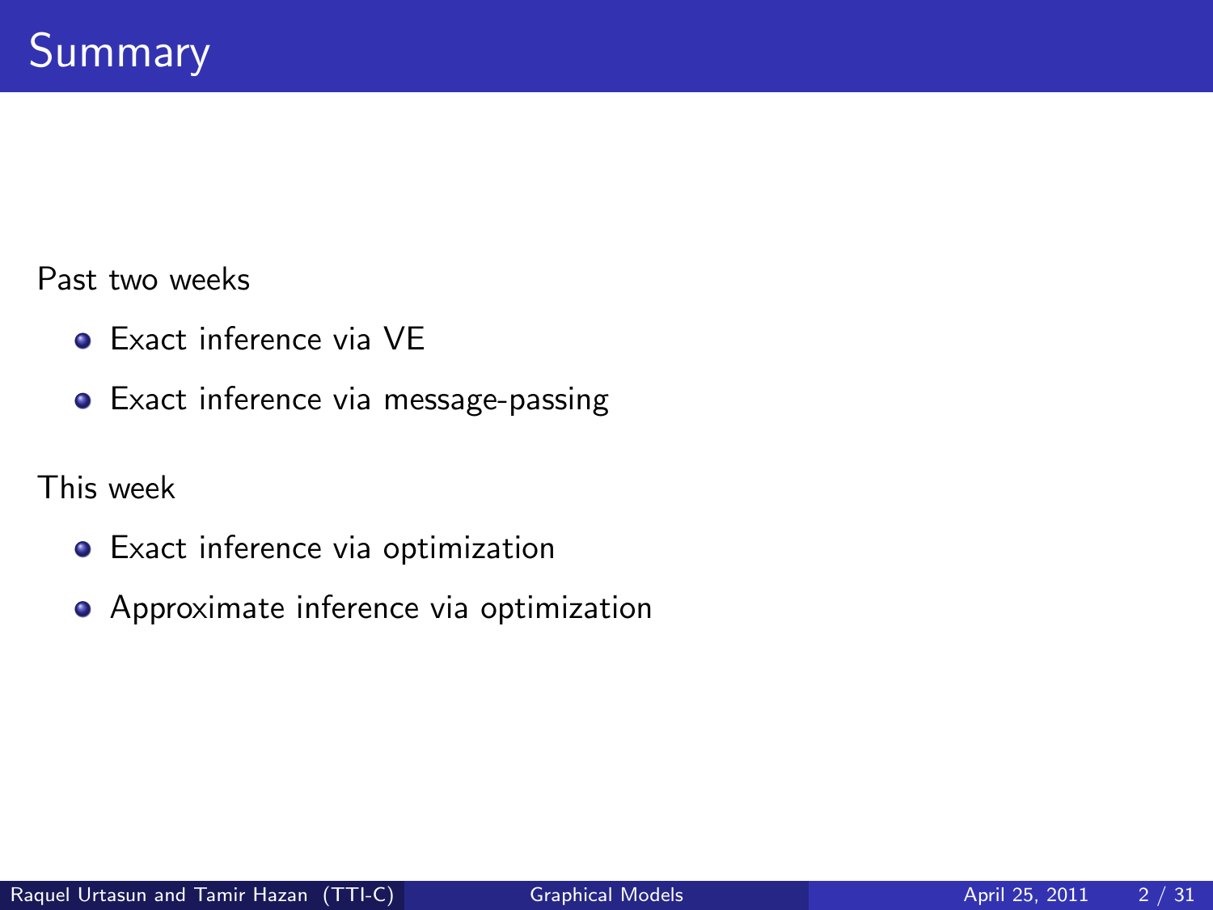# Summary

Past two weeks

- Exact inference via VE
- Exact inference via message-passing

This week

- Exact inference via optimization
- Approximate inference via optimization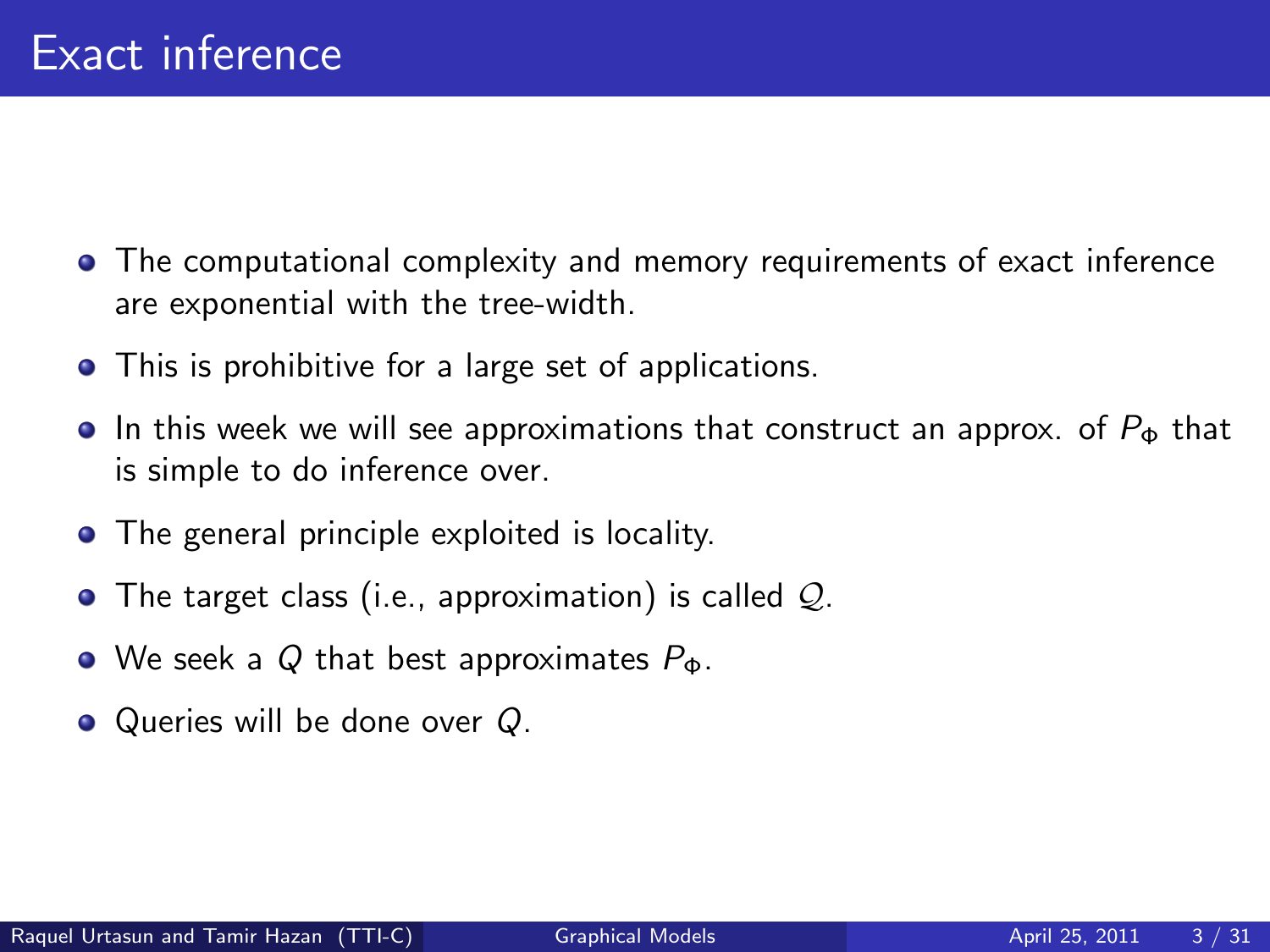# Exact inference

- The computational complexity and memory requirements of exact inference are exponential with the tree-width.
- This is prohibitive for a large set of applications.
- In this week we will see approximations that construct an approx. of $P_\Phi$ that is simple to do inference over.
- The general principle exploited is locality.
- The target class (i.e., approximation) is called $\mathcal{Q}$.
- We seek a $Q$ that best approximates $P_\Phi$.
- Queries will be done over $Q$.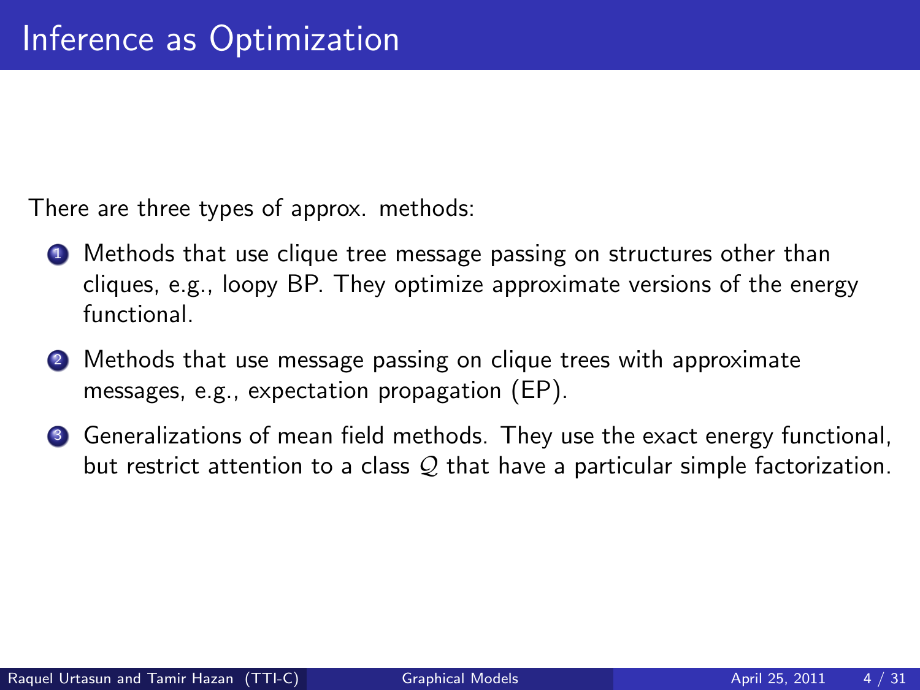# Inference as Optimization

There are three types of approx. methods:

1. Methods that use clique tree message passing on structures other than cliques, e.g., loopy BP. They optimize approximate versions of the energy functional.
2. Methods that use message passing on clique trees with approximate messages, e.g., expectation propagation (EP).
3. Generalizations of mean field methods. They use the exact energy functional, but restrict attention to a class $\mathcal{Q}$ that have a particular simple factorization.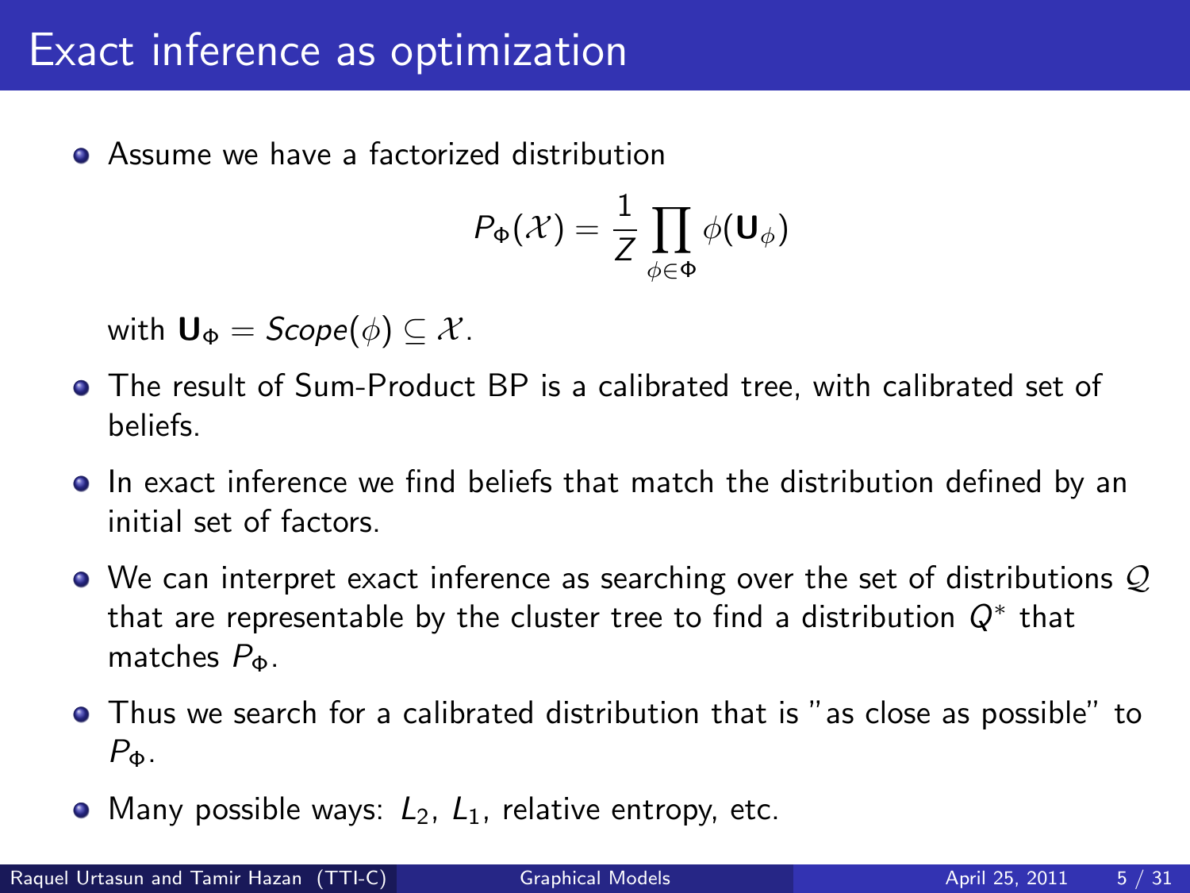# Exact inference as optimization

- Assume we have a factorized distribution

$$P_\Phi(\mathcal{X}) = \frac{1}{Z} \prod_{\phi \in \Phi} \phi(\mathbf{U}_\phi)$$

  with $\mathbf{U}_\Phi = Scope(\phi) \subseteq \mathcal{X}$.

- The result of Sum-Product BP is a calibrated tree, with calibrated set of beliefs.
- In exact inference we find beliefs that match the distribution defined by an initial set of factors.
- We can interpret exact inference as searching over the set of distributions $\mathcal{Q}$ that are representable by the cluster tree to find a distribution $Q^*$ that matches $P_\Phi$.
- Thus we search for a calibrated distribution that is "as close as possible" to $P_\Phi$.
- Many possible ways: $L_2$, $L_1$, relative entropy, etc.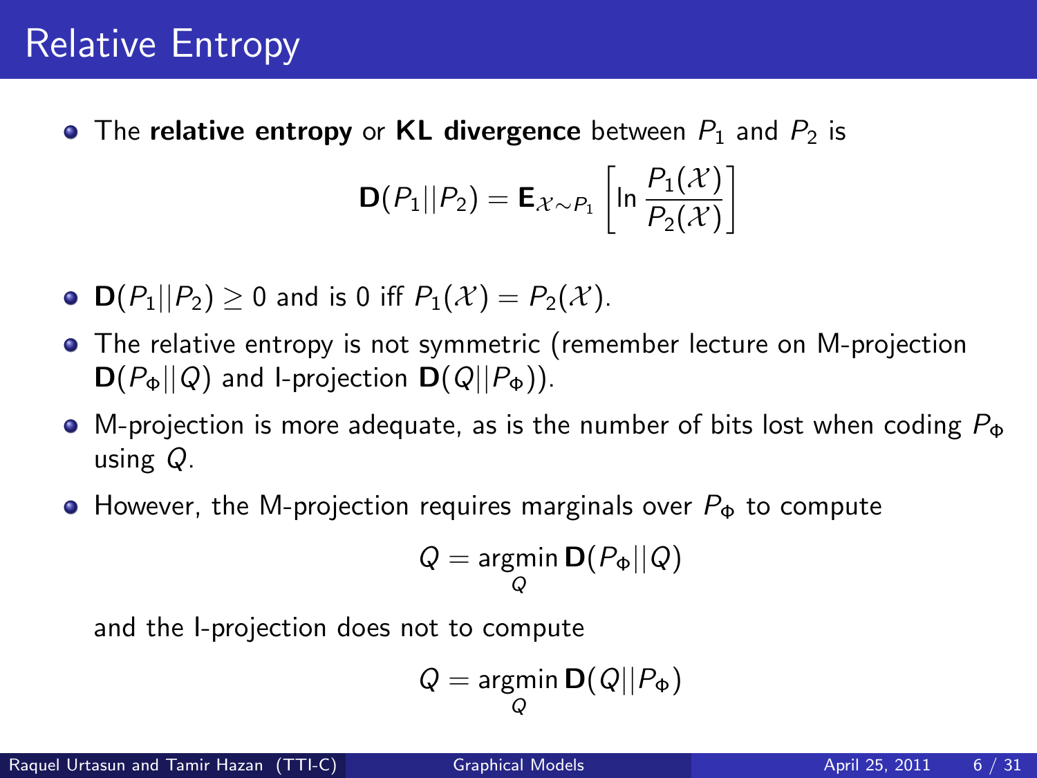# Relative Entropy

- The **relative entropy** or **KL divergence** between $P_1$ and $P_2$ is

$$\mathbf{D}(P_1||P_2) = \mathbf{E}_{\mathcal{X} \sim P_1}\left[\ln \frac{P_1(\mathcal{X})}{P_2(\mathcal{X})}\right]$$

- $\mathbf{D}(P_1||P_2) \geq 0$ and is 0 iff $P_1(\mathcal{X}) = P_2(\mathcal{X})$.
- The relative entropy is not symmetric (remember lecture on M-projection $\mathbf{D}(P_\Phi||Q)$ and I-projection $\mathbf{D}(Q||P_\Phi)$).
- M-projection is more adequate, as is the number of bits lost when coding $P_\Phi$ using $Q$.
- However, the M-projection requires marginals over $P_\Phi$ to compute

$$Q = \operatorname*{argmin}_Q \mathbf{D}(P_\Phi||Q)$$

  and the I-projection does not to compute

$$Q = \operatorname*{argmin}_Q \mathbf{D}(Q||P_\Phi)$$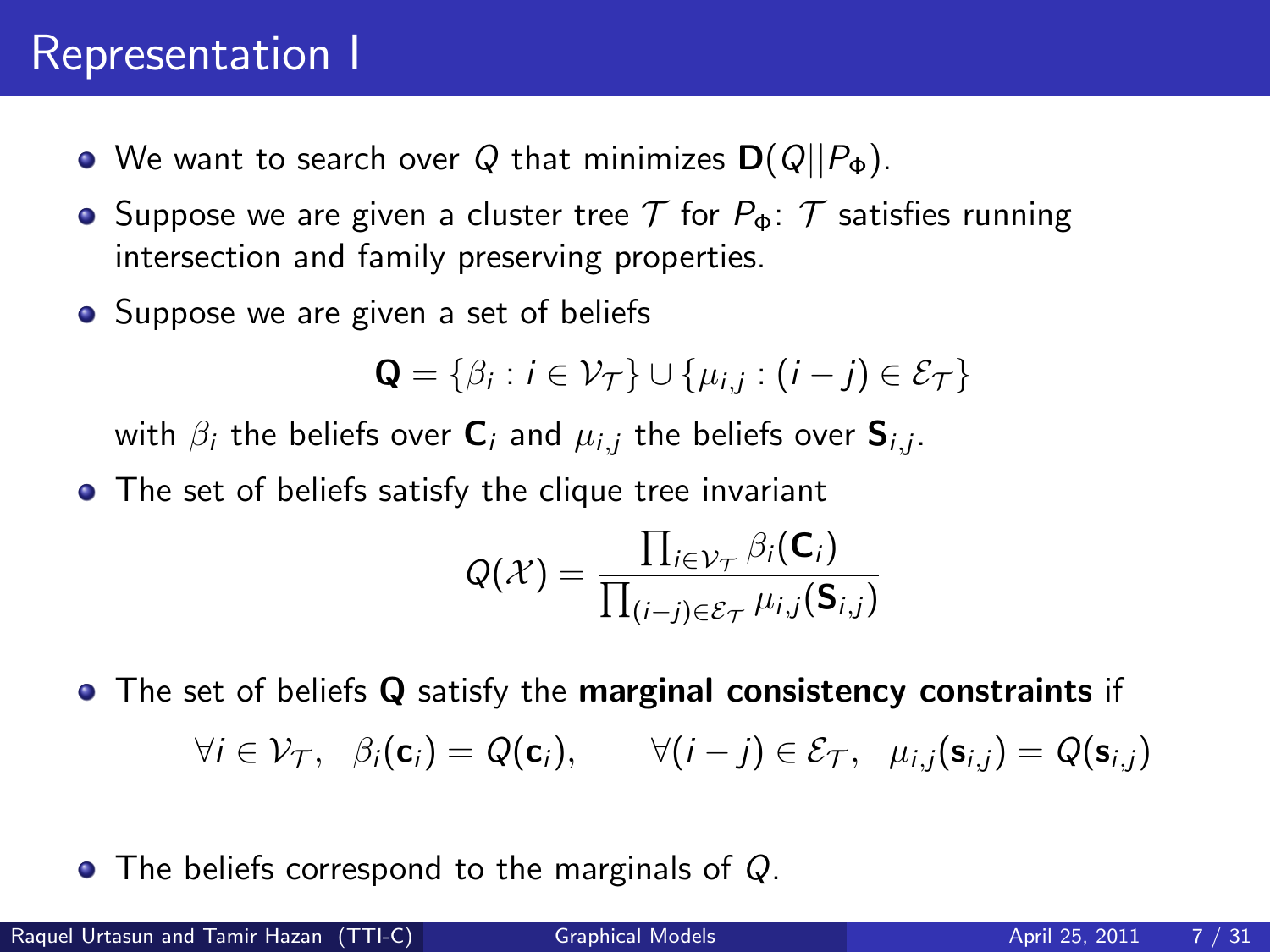# Representation I

- We want to search over $Q$ that minimizes $\mathbf{D}(Q||P_\Phi)$.
- Suppose we are given a cluster tree $\mathcal{T}$ for $P_\Phi$: $\mathcal{T}$ satisfies running intersection and family preserving properties.
- Suppose we are given a set of beliefs

$$\mathbf{Q} = \{\beta_i : i \in \mathcal{V}_\mathcal{T}\} \cup \{\mu_{i,j} : (i-j) \in \mathcal{E}_\mathcal{T}\}$$

  with $\beta_i$ the beliefs over $\mathbf{C}_i$ and $\mu_{i,j}$ the beliefs over $\mathbf{S}_{i,j}$.
- The set of beliefs satisfy the clique tree invariant

$$Q(\mathcal{X}) = \frac{\prod_{i \in \mathcal{V}_\mathcal{T}} \beta_i(\mathbf{C}_i)}{\prod_{(i-j) \in \mathcal{E}_\mathcal{T}} \mu_{i,j}(\mathbf{S}_{i,j})}$$

- The set of beliefs $\mathbf{Q}$ satisfy the **marginal consistency constraints** if

$$\forall i \in \mathcal{V}_\mathcal{T}, \;\; \beta_i(\mathbf{c}_i) = Q(\mathbf{c}_i), \qquad \forall (i-j) \in \mathcal{E}_\mathcal{T}, \;\; \mu_{i,j}(\mathbf{s}_{i,j}) = Q(\mathbf{s}_{i,j})$$

- The beliefs correspond to the marginals of $Q$.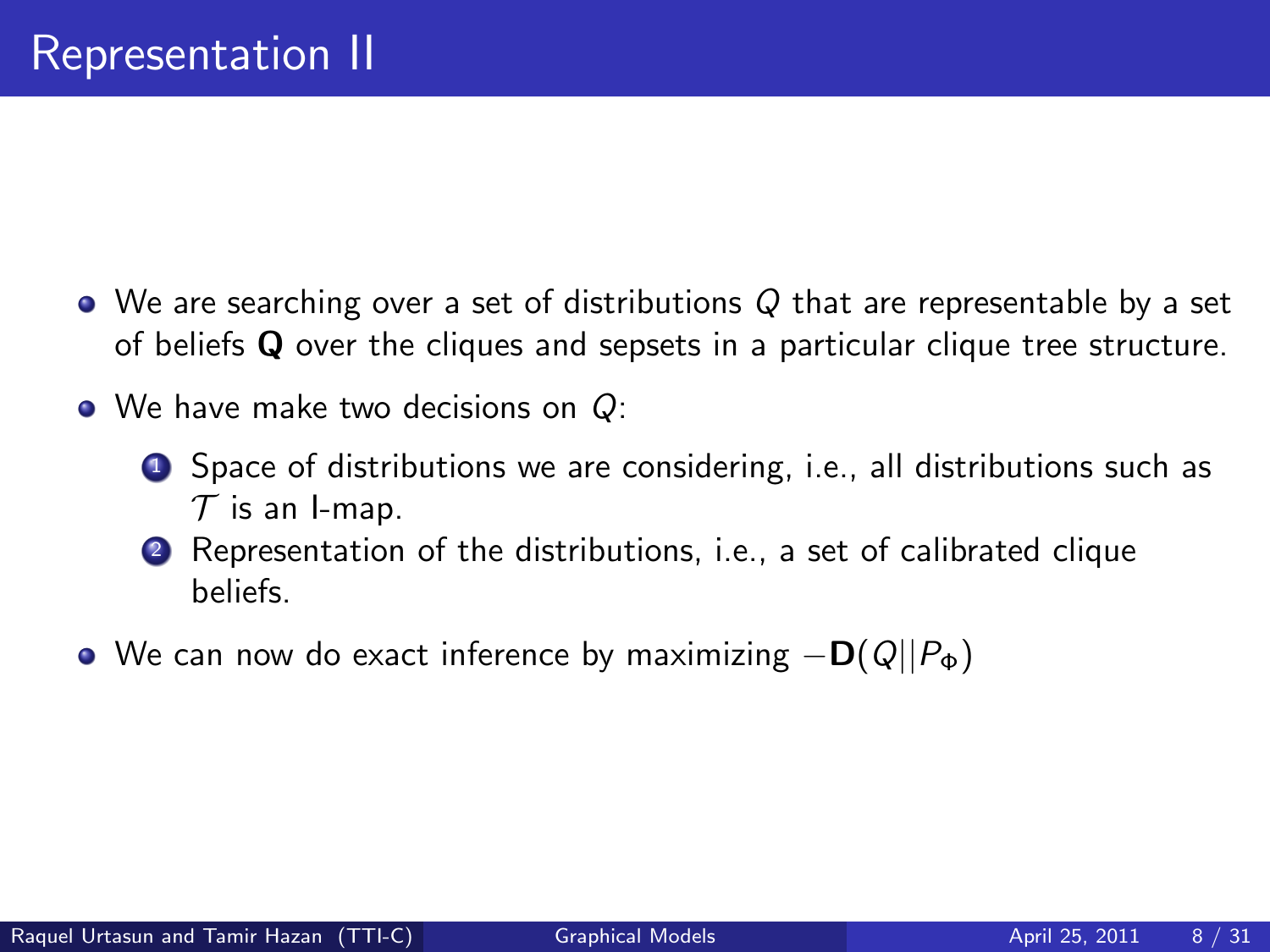# Representation II

- We are searching over a set of distributions $Q$ that are representable by a set of beliefs $\mathbf{Q}$ over the cliques and sepsets in a particular clique tree structure.
- We have make two decisions on $Q$:
  1. Space of distributions we are considering, i.e., all distributions such as $\mathcal{T}$ is an I-map.
  2. Representation of the distributions, i.e., a set of calibrated clique beliefs.
- We can now do exact inference by maximizing $-\mathbf{D}(Q||P_\Phi)$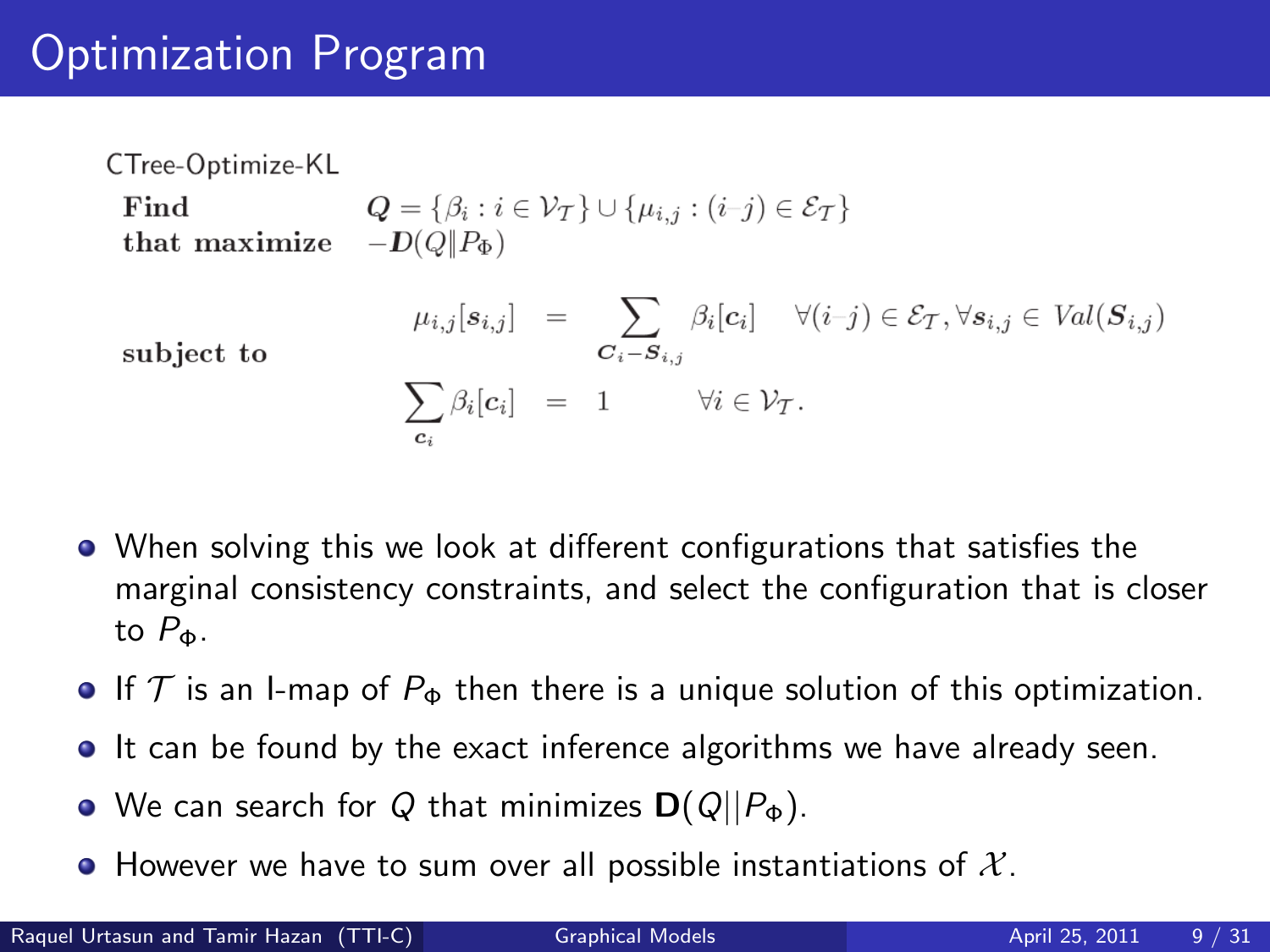# Optimization Program

CTree-Optimize-KL

**Find** $\quad Q = \{\beta_i : i \in \mathcal{V}_\mathcal{T}\} \cup \{\mu_{i,j} : (i–j) \in \mathcal{E}_\mathcal{T}\}$

**that maximize** $\quad -\boldsymbol{D}(Q \| P_\Phi)$

**subject to**

$$
\begin{aligned}
\mu_{i,j}[\boldsymbol{s}_{i,j}] &= \sum_{\boldsymbol{C}_i - \boldsymbol{S}_{i,j}} \beta_i[\boldsymbol{c}_i] \quad \forall (i–j) \in \mathcal{E}_\mathcal{T}, \forall \boldsymbol{s}_{i,j} \in Val(\boldsymbol{S}_{i,j}) \\
\sum_{\boldsymbol{c}_i} \beta_i[\boldsymbol{c}_i] &= 1 \quad \forall i \in \mathcal{V}_\mathcal{T}.
\end{aligned}
$$

- When solving this we look at different configurations that satisfies the marginal consistency constraints, and select the configuration that is closer to $P_\Phi$.
- If $\mathcal{T}$ is an I-map of $P_\Phi$ then there is a unique solution of this optimization.
- It can be found by the exact inference algorithms we have already seen.
- We can search for $Q$ that minimizes $\mathbf{D}(Q||P_\Phi)$.
- However we have to sum over all possible instantiations of $\mathcal{X}$.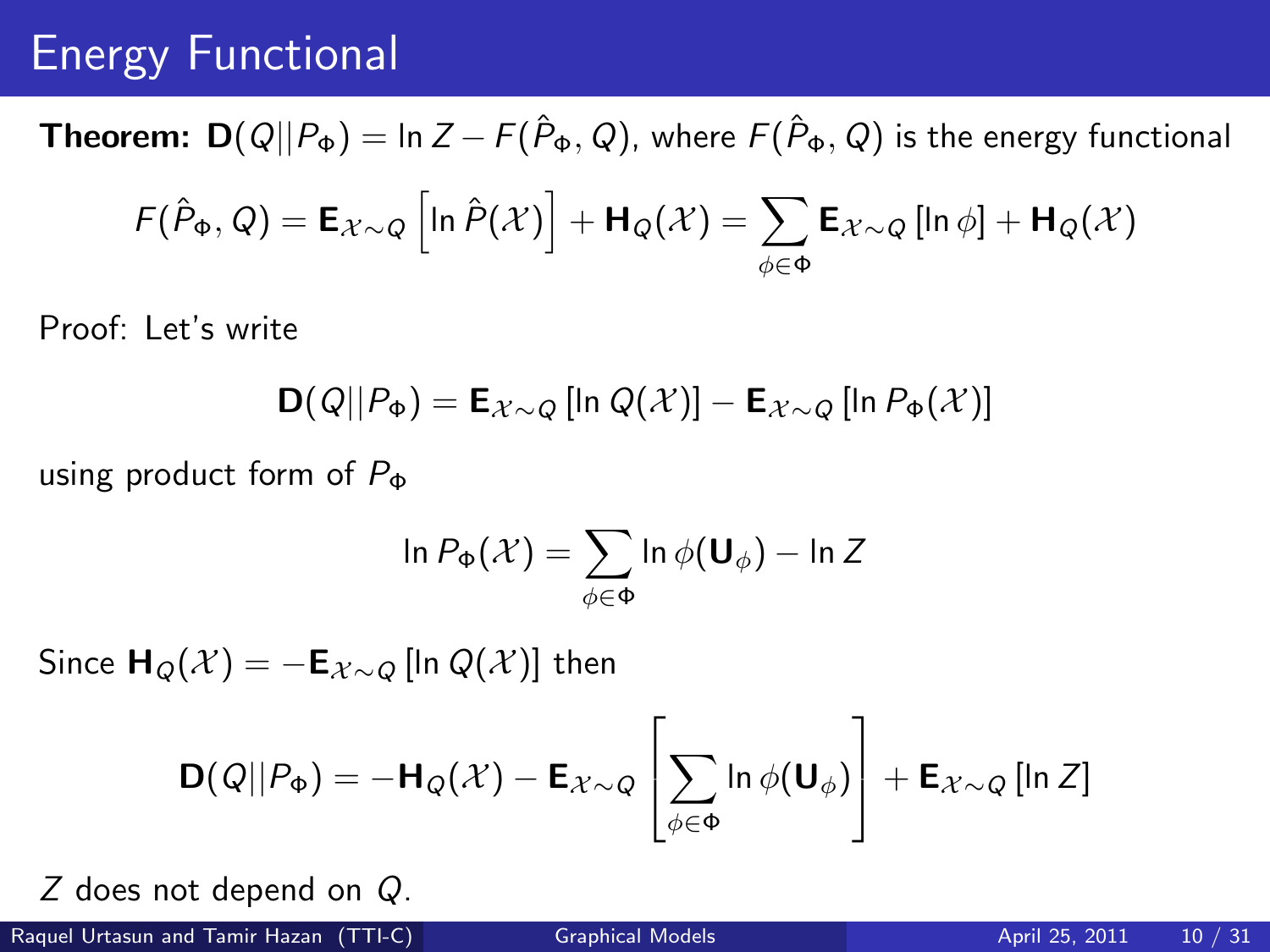# Energy Functional

**Theorem:** $\mathbf{D}(Q||P_\Phi) = \ln Z - F(\hat{P}_\Phi, Q)$, where $F(\hat{P}_\Phi, Q)$ is the energy functional

$$F(\hat{P}_\Phi, Q) = \mathbf{E}_{\mathcal{X}\sim Q}\left[\ln \hat{P}(\mathcal{X})\right] + \mathbf{H}_Q(\mathcal{X}) = \sum_{\phi\in\Phi} \mathbf{E}_{\mathcal{X}\sim Q}\left[\ln \phi\right] + \mathbf{H}_Q(\mathcal{X})$$

Proof: Let's write

$$\mathbf{D}(Q||P_\Phi) = \mathbf{E}_{\mathcal{X}\sim Q}\left[\ln Q(\mathcal{X})\right] - \mathbf{E}_{\mathcal{X}\sim Q}\left[\ln P_\Phi(\mathcal{X})\right]$$

using product form of $P_\Phi$

$$\ln P_\Phi(\mathcal{X}) = \sum_{\phi\in\Phi} \ln \phi(\mathbf{U}_\phi) - \ln Z$$

Since $\mathbf{H}_Q(\mathcal{X}) = -\mathbf{E}_{\mathcal{X}\sim Q}\left[\ln Q(\mathcal{X})\right]$ then

$$\mathbf{D}(Q||P_\Phi) = -\mathbf{H}_Q(\mathcal{X}) - \mathbf{E}_{\mathcal{X}\sim Q}\left[\sum_{\phi\in\Phi} \ln \phi(\mathbf{U}_\phi)\right] + \mathbf{E}_{\mathcal{X}\sim Q}\left[\ln Z\right]$$

$Z$ does not depend on $Q$.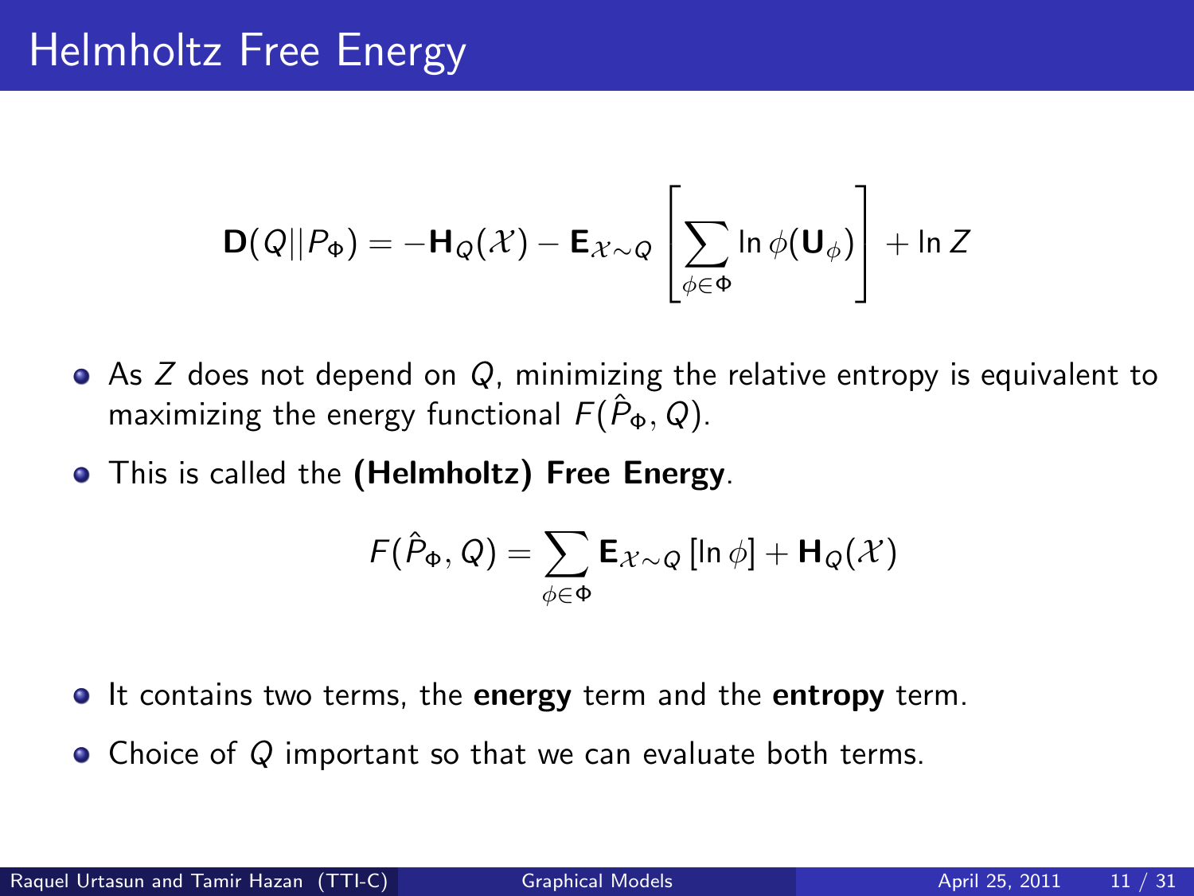# Helmholtz Free Energy

$$\mathbf{D}(Q||P_\Phi) = -\mathbf{H}_Q(\mathcal{X}) - \mathbf{E}_{\mathcal{X}\sim Q}\left[\sum_{\phi\in\Phi} \ln \phi(\mathbf{U}_\phi)\right] + \ln Z$$

- As $Z$ does not depend on $Q$, minimizing the relative entropy is equivalent to maximizing the energy functional $F(\hat{P}_\Phi, Q)$.
- This is called the **(Helmholtz) Free Energy**.

$$F(\hat{P}_\Phi, Q) = \sum_{\phi\in\Phi} \mathbf{E}_{\mathcal{X}\sim Q}[\ln \phi] + \mathbf{H}_Q(\mathcal{X})$$

- It contains two terms, the **energy** term and the **entropy** term.
- Choice of $Q$ important so that we can evaluate both terms.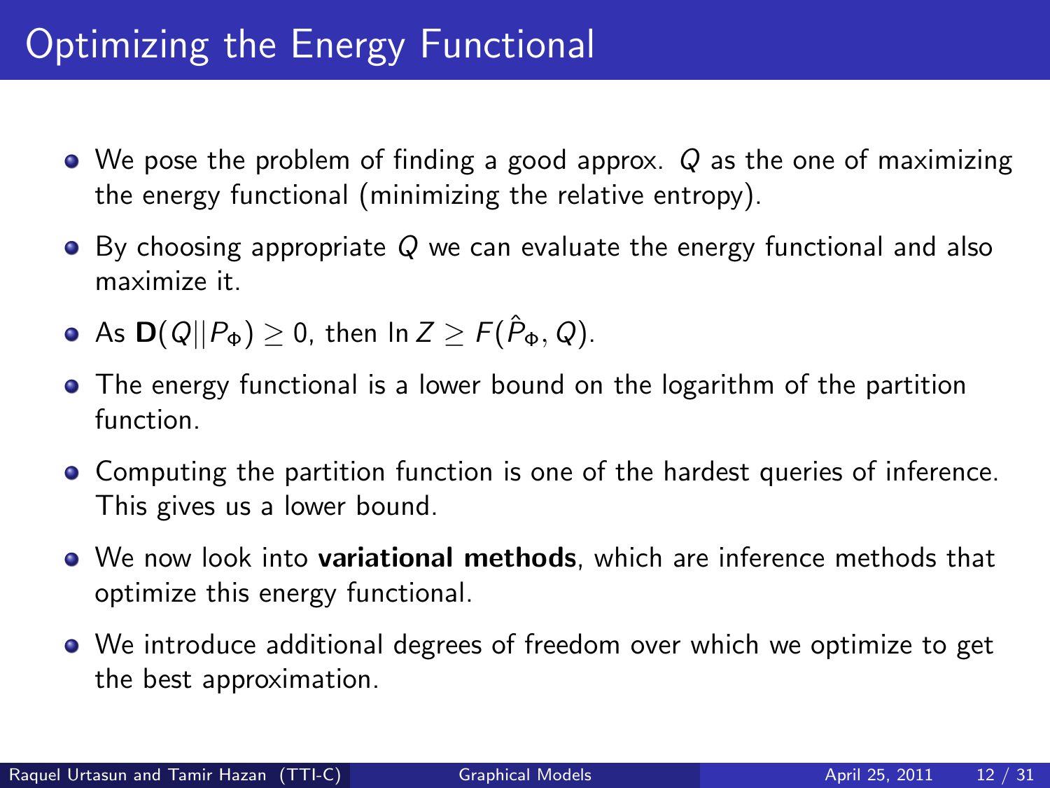# Optimizing the Energy Functional

- We pose the problem of finding a good approx. $Q$ as the one of maximizing the energy functional (minimizing the relative entropy).
- By choosing appropriate $Q$ we can evaluate the energy functional and also maximize it.
- As $\mathbf{D}(Q||P_\Phi) \geq 0$, then $\ln Z \geq F(\hat{P}_\Phi, Q)$.
- The energy functional is a lower bound on the logarithm of the partition function.
- Computing the partition function is one of the hardest queries of inference. This gives us a lower bound.
- We now look into **variational methods**, which are inference methods that optimize this energy functional.
- We introduce additional degrees of freedom over which we optimize to get the best approximation.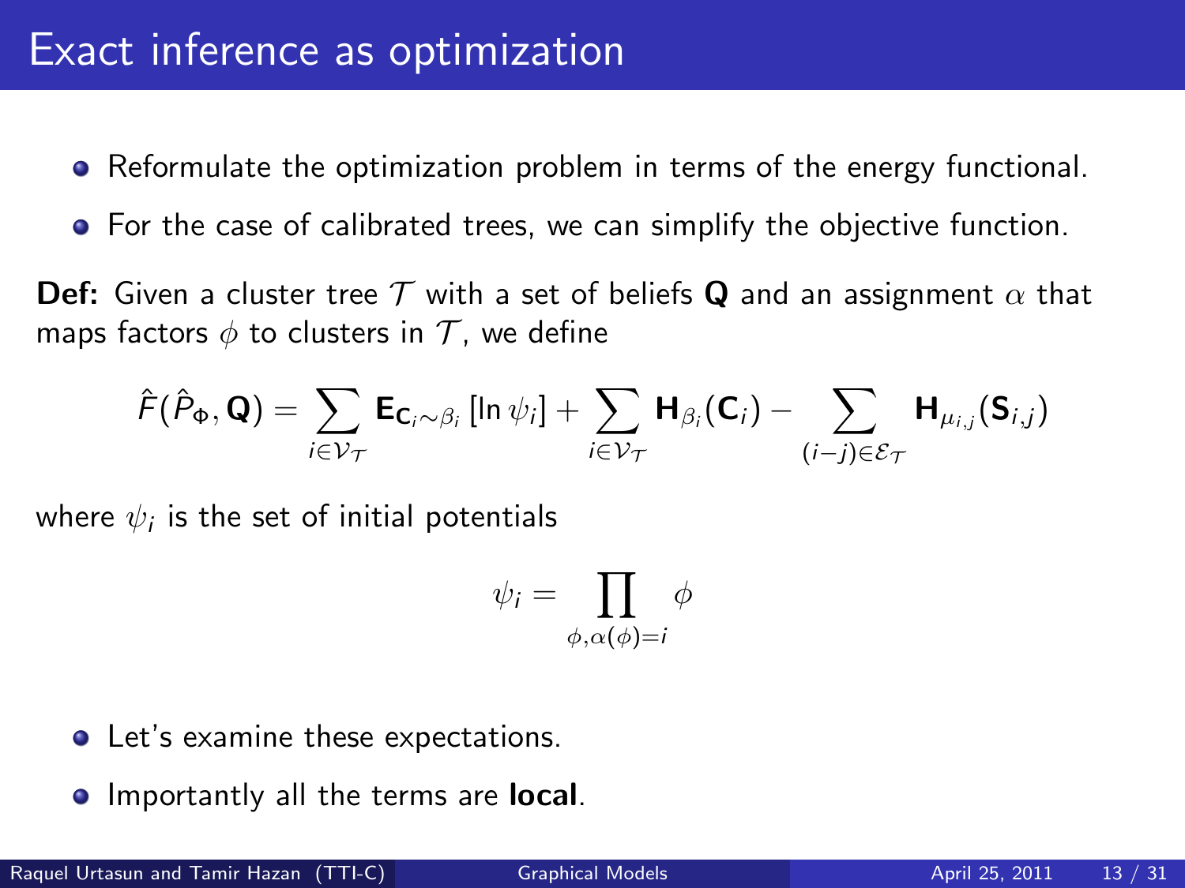# Exact inference as optimization

- Reformulate the optimization problem in terms of the energy functional.
- For the case of calibrated trees, we can simplify the objective function.

**Def:** Given a cluster tree $\mathcal{T}$ with a set of beliefs $\mathbf{Q}$ and an assignment $\alpha$ that maps factors $\phi$ to clusters in $\mathcal{T}$, we define

$$\hat{F}(\hat{P}_\Phi, \mathbf{Q}) = \sum_{i \in \mathcal{V}_\mathcal{T}} \mathbf{E}_{\mathbf{C}_i \sim \beta_i} [\ln \psi_i] + \sum_{i \in \mathcal{V}_\mathcal{T}} \mathbf{H}_{\beta_i}(\mathbf{C}_i) - \sum_{(i-j) \in \mathcal{E}_\mathcal{T}} \mathbf{H}_{\mu_{i,j}}(\mathbf{S}_{i,j})$$

where $\psi_i$ is the set of initial potentials

$$\psi_i = \prod_{\phi, \alpha(\phi) = i} \phi$$

- Let's examine these expectations.
- Importantly all the terms are **local**.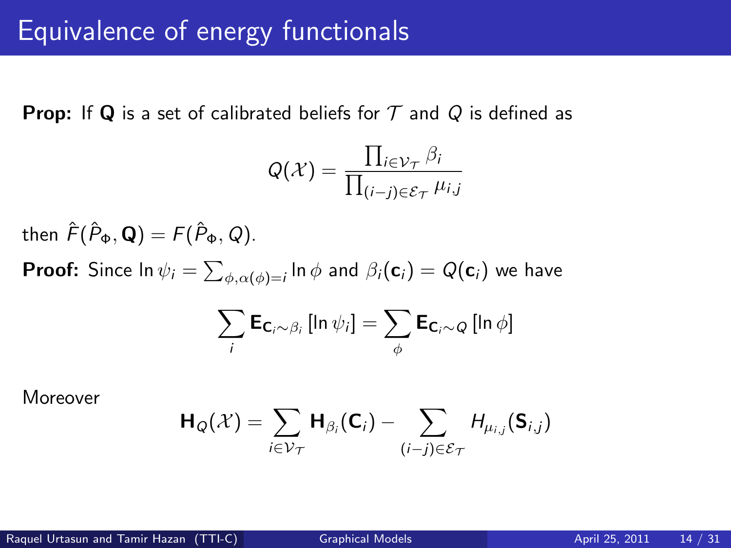# Equivalence of energy functionals

**Prop:** If $\mathbf{Q}$ is a set of calibrated beliefs for $\mathcal{T}$ and $Q$ is defined as

$$Q(\mathcal{X}) = \frac{\prod_{i \in \mathcal{V}_\mathcal{T}} \beta_i}{\prod_{(i-j) \in \mathcal{E}_\mathcal{T}} \mu_{i,j}}$$

then $\hat{F}(\hat{P}_\Phi, \mathbf{Q}) = F(\hat{P}_\Phi, Q)$.

**Proof:** Since $\ln \psi_i = \sum_{\phi, \alpha(\phi)=i} \ln \phi$ and $\beta_i(\mathbf{c}_i) = Q(\mathbf{c}_i)$ we have

$$\sum_i \mathbf{E}_{\mathbf{C}_i \sim \beta_i} \left[\ln \psi_i\right] = \sum_\phi \mathbf{E}_{\mathbf{C}_i \sim Q} \left[\ln \phi\right]$$

Moreover

$$\mathbf{H}_Q(\mathcal{X}) = \sum_{i \in \mathcal{V}_\mathcal{T}} \mathbf{H}_{\beta_i}(\mathbf{C}_i) - \sum_{(i-j) \in \mathcal{E}_\mathcal{T}} H_{\mu_{i,j}}(\mathbf{S}_{i,j})$$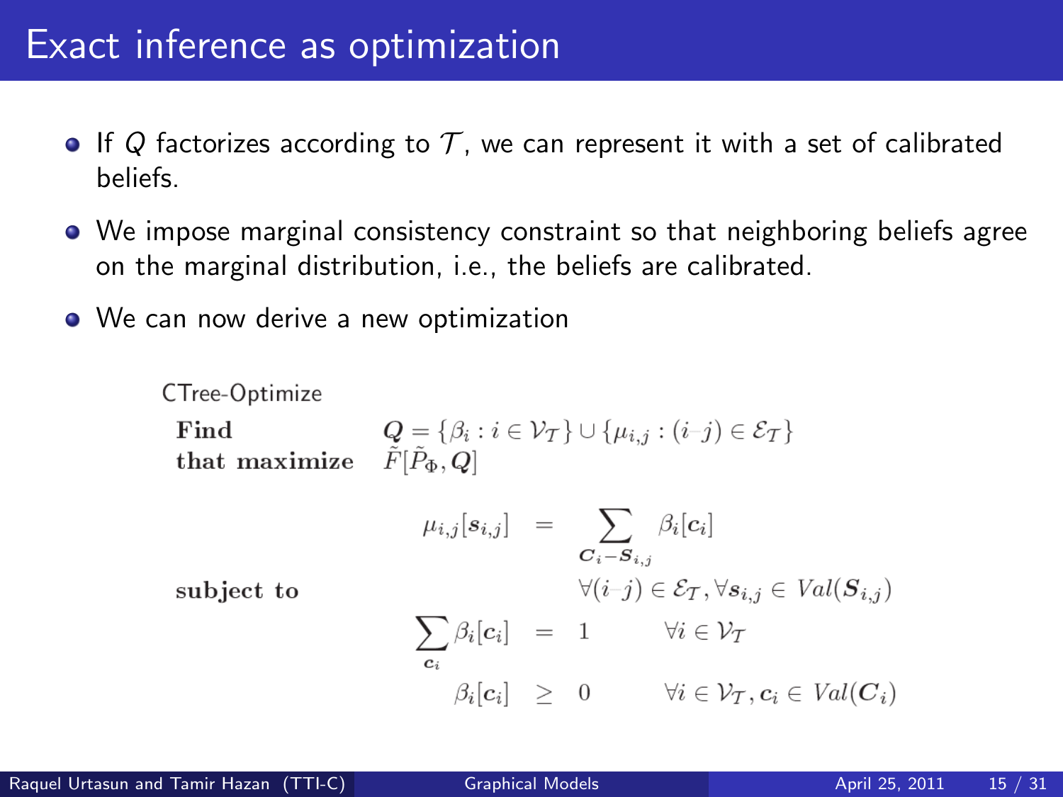# Exact inference as optimization

- If $Q$ factorizes according to $\mathcal{T}$, we can represent it with a set of calibrated beliefs.
- We impose marginal consistency constraint so that neighboring beliefs agree on the marginal distribution, i.e., the beliefs are calibrated.
- We can now derive a new optimization

CTree-Optimize

**Find** $\quad \boldsymbol{Q} = \{\beta_i : i \in \mathcal{V}_\mathcal{T}\} \cup \{\mu_{i,j} : (i\text{–}j) \in \mathcal{E}_\mathcal{T}\}$

**that maximize** $\quad \tilde{F}[\tilde{P}_\Phi, \boldsymbol{Q}]$

**subject to**

$$
\begin{aligned}
\mu_{i,j}[\boldsymbol{s}_{i,j}] &= \sum_{\boldsymbol{C}_i - \boldsymbol{S}_{i,j}} \beta_i[\boldsymbol{c}_i] \\
& \qquad \forall (i\text{–}j) \in \mathcal{E}_\mathcal{T}, \forall \boldsymbol{s}_{i,j} \in Val(\boldsymbol{S}_{i,j}) \\
\sum_{\boldsymbol{c}_i} \beta_i[\boldsymbol{c}_i] &= 1 \qquad \forall i \in \mathcal{V}_\mathcal{T} \\
\beta_i[\boldsymbol{c}_i] &\geq 0 \qquad \forall i \in \mathcal{V}_\mathcal{T}, \boldsymbol{c}_i \in Val(\boldsymbol{C}_i)
\end{aligned}
$$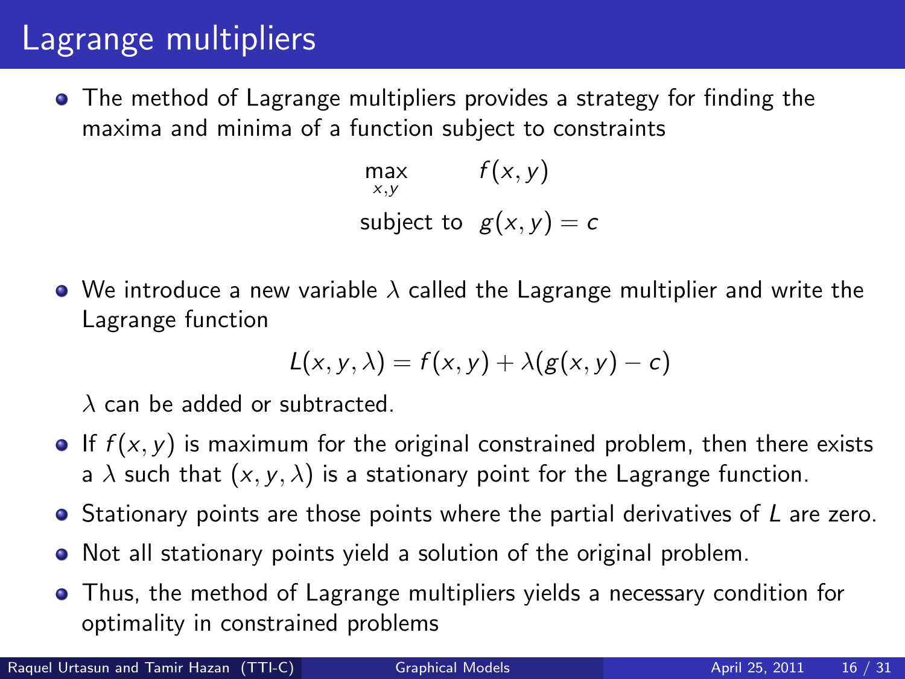# Lagrange multipliers

- The method of Lagrange multipliers provides a strategy for finding the maxima and minima of a function subject to constraints

$$
\begin{aligned}
\max_{x,y} \quad & f(x,y) \\
\text{subject to} \quad & g(x,y) = c
\end{aligned}
$$

- We introduce a new variable $\lambda$ called the Lagrange multiplier and write the Lagrange function

$$
L(x,y,\lambda) = f(x,y) + \lambda(g(x,y) - c)
$$

  $\lambda$ can be added or subtracted.

- If $f(x,y)$ is maximum for the original constrained problem, then there exists a $\lambda$ such that $(x,y,\lambda)$ is a stationary point for the Lagrange function.
- Stationary points are those points where the partial derivatives of $L$ are zero.
- Not all stationary points yield a solution of the original problem.
- Thus, the method of Lagrange multipliers yields a necessary condition for optimality in constrained problems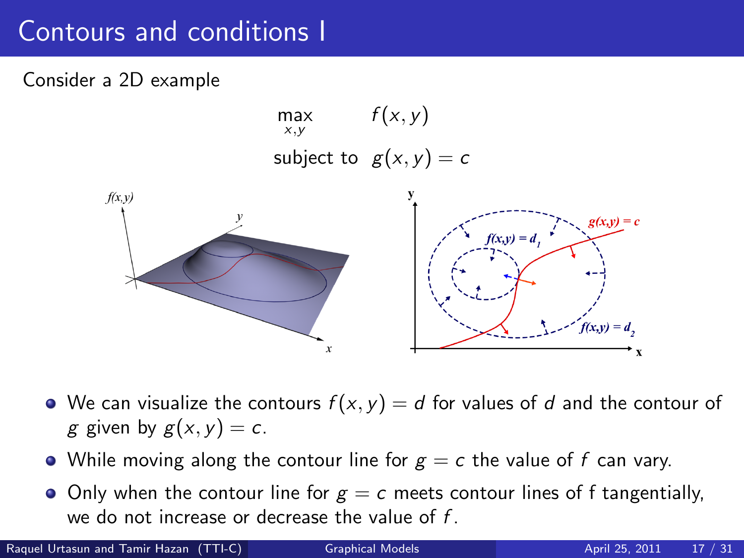# Contours and conditions I

Consider a 2D example

$$\max_{x,y} \quad f(x,y)$$
$$\text{subject to} \quad g(x,y) = c$$

- We can visualize the contours $f(x,y) = d$ for values of $d$ and the contour of $g$ given by $g(x,y) = c$.
- While moving along the contour line for $g = c$ the value of $f$ can vary.
- Only when the contour line for $g = c$ meets contour lines of f tangentially, we do not increase or decrease the value of $f$.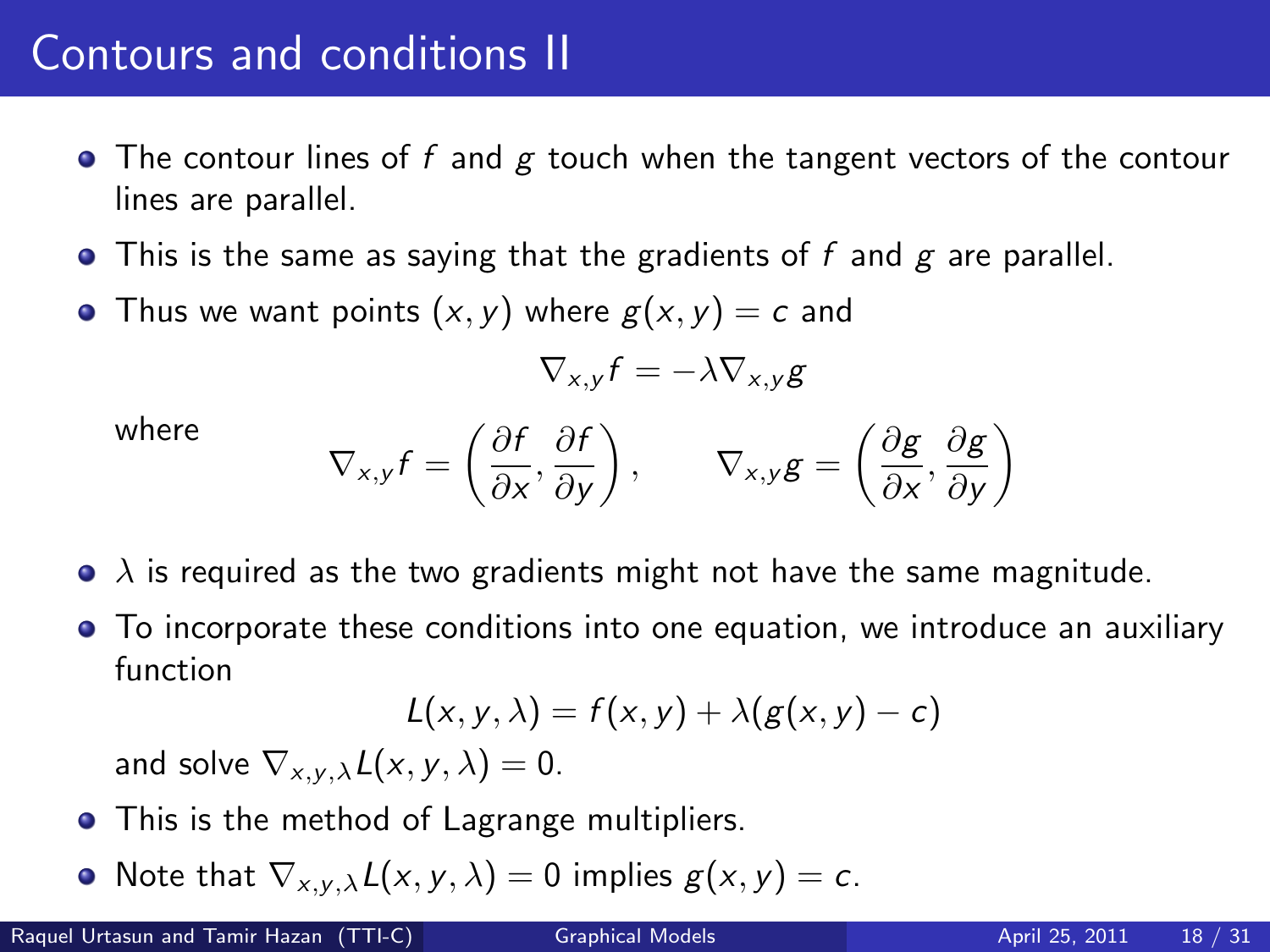# Contours and conditions II

- The contour lines of $f$ and $g$ touch when the tangent vectors of the contour lines are parallel.
- This is the same as saying that the gradients of $f$ and $g$ are parallel.
- Thus we want points $(x, y)$ where $g(x, y) = c$ and

$$\nabla_{x,y} f = -\lambda \nabla_{x,y} g$$

  where

$$\nabla_{x,y} f = \left( \frac{\partial f}{\partial x}, \frac{\partial f}{\partial y} \right), \qquad \nabla_{x,y} g = \left( \frac{\partial g}{\partial x}, \frac{\partial g}{\partial y} \right)$$

- $\lambda$ is required as the two gradients might not have the same magnitude.
- To incorporate these conditions into one equation, we introduce an auxiliary function

$$L(x, y, \lambda) = f(x, y) + \lambda(g(x, y) - c)$$

  and solve $\nabla_{x,y,\lambda} L(x, y, \lambda) = 0$.
- This is the method of Lagrange multipliers.
- Note that $\nabla_{x,y,\lambda} L(x, y, \lambda) = 0$ implies $g(x, y) = c$.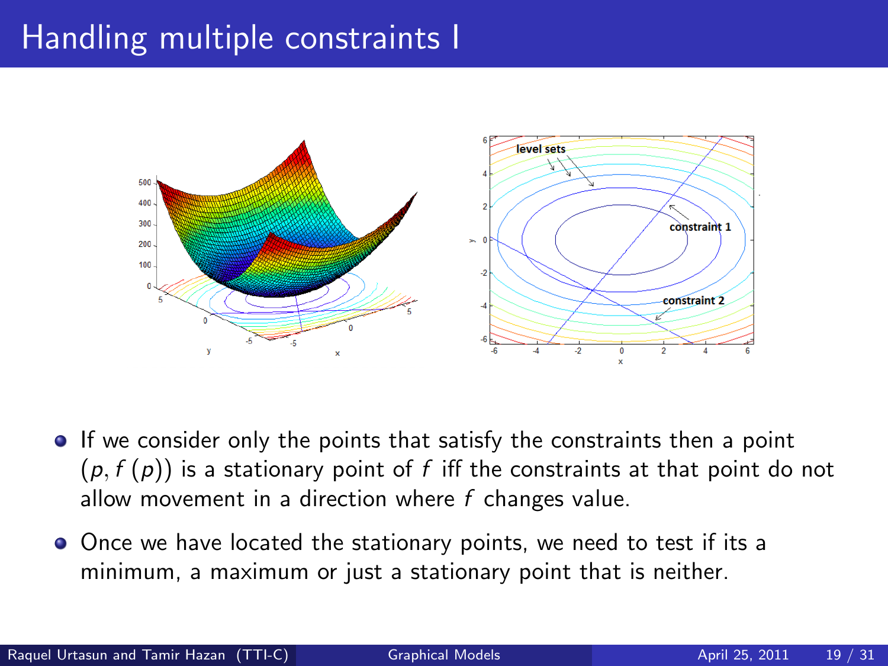# Handling multiple constraints I

- If we consider only the points that satisfy the constraints then a point $(p, f(p))$ is a stationary point of $f$ iff the constraints at that point do not allow movement in a direction where $f$ changes value.
- Once we have located the stationary points, we need to test if its a minimum, a maximum or just a stationary point that is neither.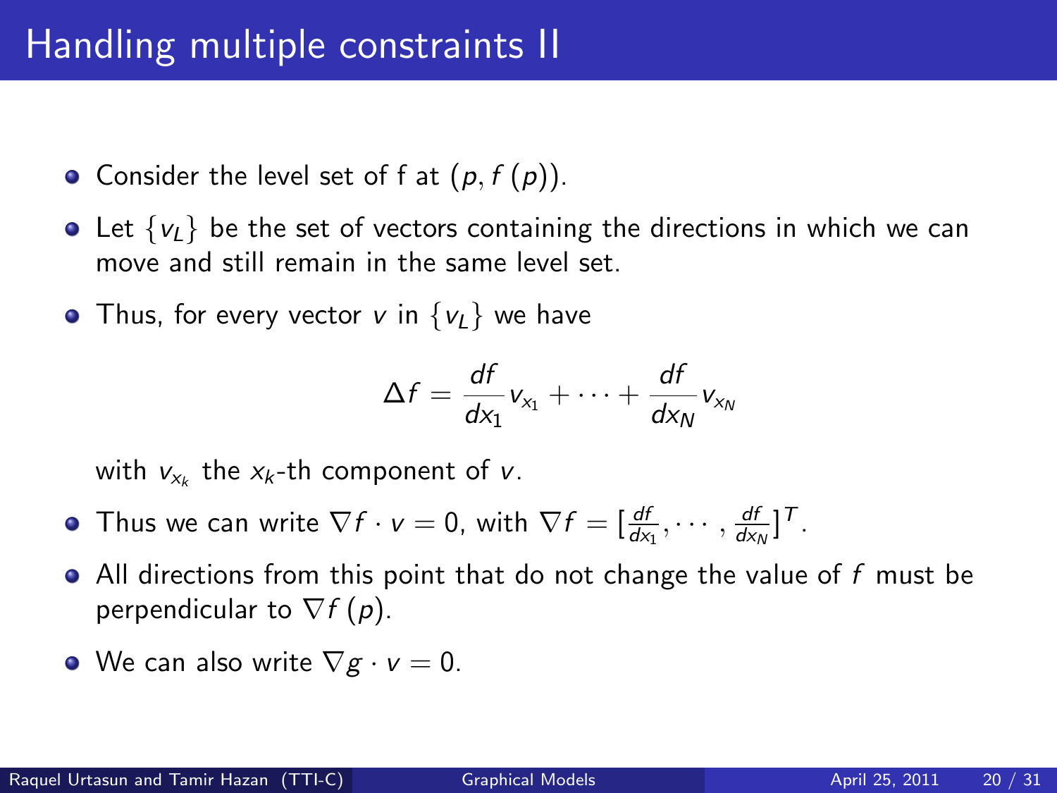# Handling multiple constraints II

- Consider the level set of f at $(p, f(p))$.
- Let $\{v_L\}$ be the set of vectors containing the directions in which we can move and still remain in the same level set.
- Thus, for every vector $v$ in $\{v_L\}$ we have

$$\Delta f = \frac{df}{dx_1} v_{x_1} + \cdots + \frac{df}{dx_N} v_{x_N}$$

  with $v_{x_k}$ the $x_k$-th component of $v$.

- Thus we can write $\nabla f \cdot v = 0$, with $\nabla f = [\frac{df}{dx_1}, \cdots, \frac{df}{dx_N}]^T$.
- All directions from this point that do not change the value of $f$ must be perpendicular to $\nabla f(p)$.
- We can also write $\nabla g \cdot v = 0$.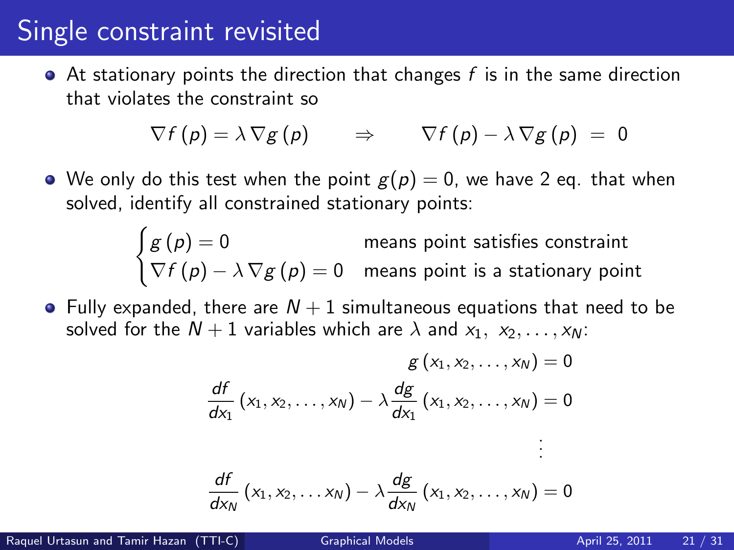# Single constraint revisited

- At stationary points the direction that changes $f$ is in the same direction that violates the constraint so

$$\nabla f(p) = \lambda \nabla g(p) \qquad \Rightarrow \qquad \nabla f(p) - \lambda \nabla g(p) = 0$$

- We only do this test when the point $g(p) = 0$, we have 2 eq. that when solved, identify all constrained stationary points:

$$\begin{cases} g(p) = 0 & \text{means point satisfies constraint} \\ \nabla f(p) - \lambda \nabla g(p) = 0 & \text{means point is a stationary point} \end{cases}$$

- Fully expanded, there are $N + 1$ simultaneous equations that need to be solved for the $N + 1$ variables which are $\lambda$ and $x_1, x_2, \ldots, x_N$:

$$g(x_1, x_2, \ldots, x_N) = 0$$

$$\frac{df}{dx_1}(x_1, x_2, \ldots, x_N) - \lambda \frac{dg}{dx_1}(x_1, x_2, \ldots, x_N) = 0$$

$$\vdots$$

$$\frac{df}{dx_N}(x_1, x_2, \ldots x_N) - \lambda \frac{dg}{dx_N}(x_1, x_2, \ldots, x_N) = 0$$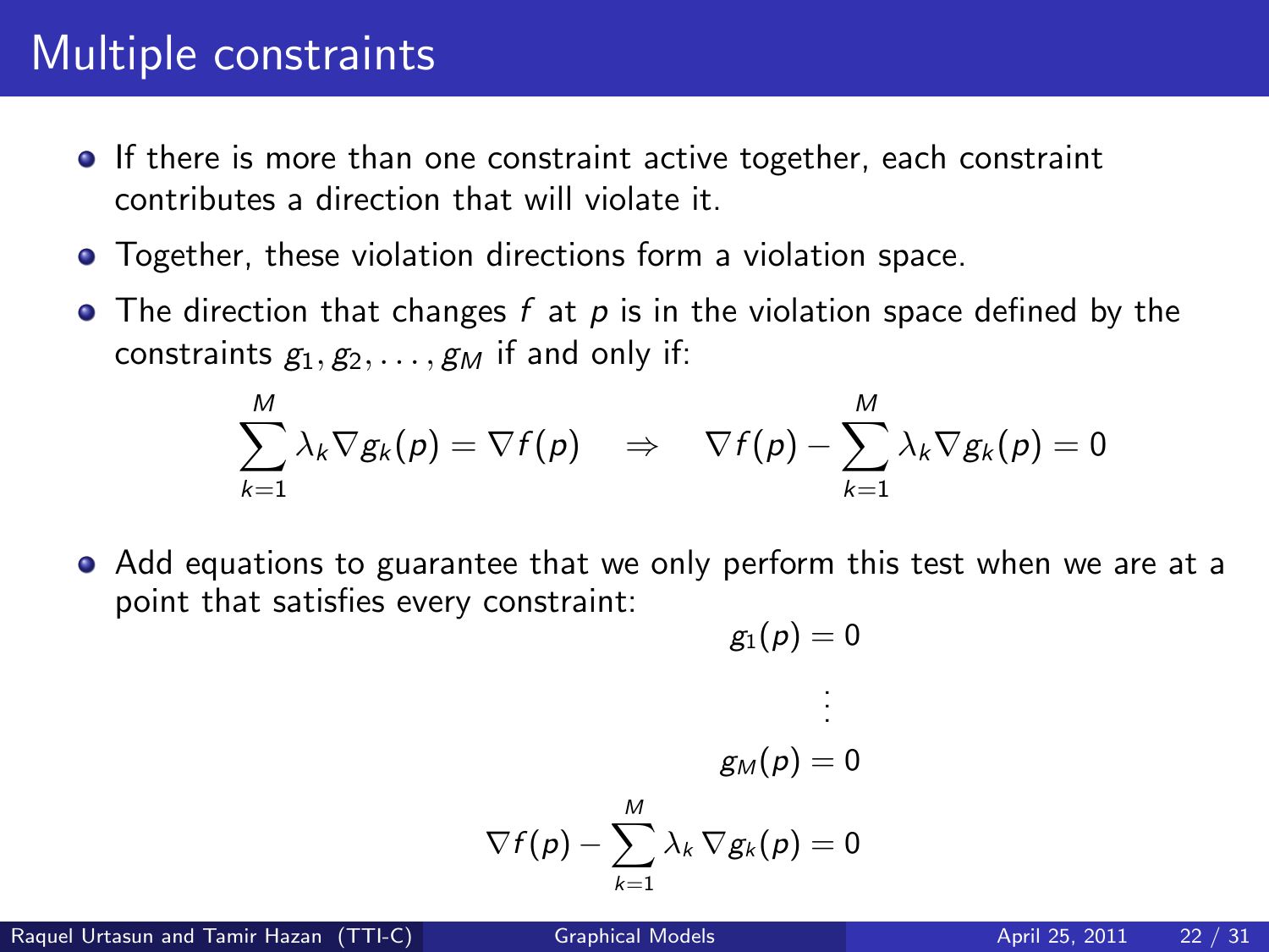# Multiple constraints

- If there is more than one constraint active together, each constraint contributes a direction that will violate it.
- Together, these violation directions form a violation space.
- The direction that changes $f$ at $p$ is in the violation space defined by the constraints $g_1, g_2, \ldots, g_M$ if and only if:

$$\sum_{k=1}^{M} \lambda_k \nabla g_k(p) = \nabla f(p) \quad \Rightarrow \quad \nabla f(p) - \sum_{k=1}^{M} \lambda_k \nabla g_k(p) = 0$$

- Add equations to guarantee that we only perform this test when we are at a point that satisfies every constraint:

$$g_1(p) = 0$$

$$\vdots$$

$$g_M(p) = 0$$

$$\nabla f(p) - \sum_{k=1}^{M} \lambda_k \nabla g_k(p) = 0$$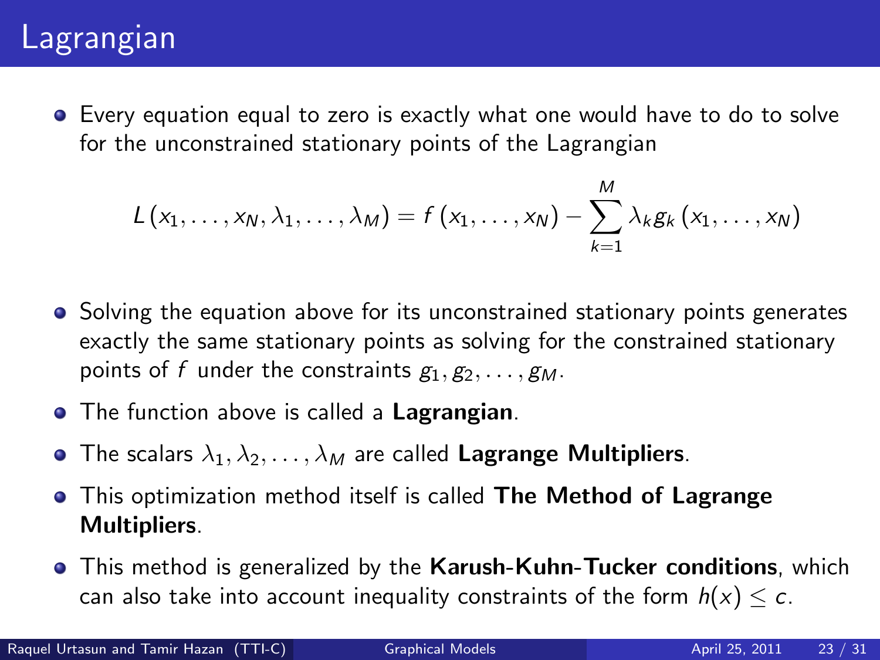# Lagrangian

- Every equation equal to zero is exactly what one would have to do to solve for the unconstrained stationary points of the Lagrangian

$$L(x_1, \ldots, x_N, \lambda_1, \ldots, \lambda_M) = f(x_1, \ldots, x_N) - \sum_{k=1}^{M} \lambda_k g_k(x_1, \ldots, x_N)$$

- Solving the equation above for its unconstrained stationary points generates exactly the same stationary points as solving for the constrained stationary points of $f$ under the constraints $g_1, g_2, \ldots, g_M$.
- The function above is called a **Lagrangian**.
- The scalars $\lambda_1, \lambda_2, \ldots, \lambda_M$ are called **Lagrange Multipliers**.
- This optimization method itself is called **The Method of Lagrange Multipliers**.
- This method is generalized by the **Karush-Kuhn-Tucker conditions**, which can also take into account inequality constraints of the form $h(x) \leq c$.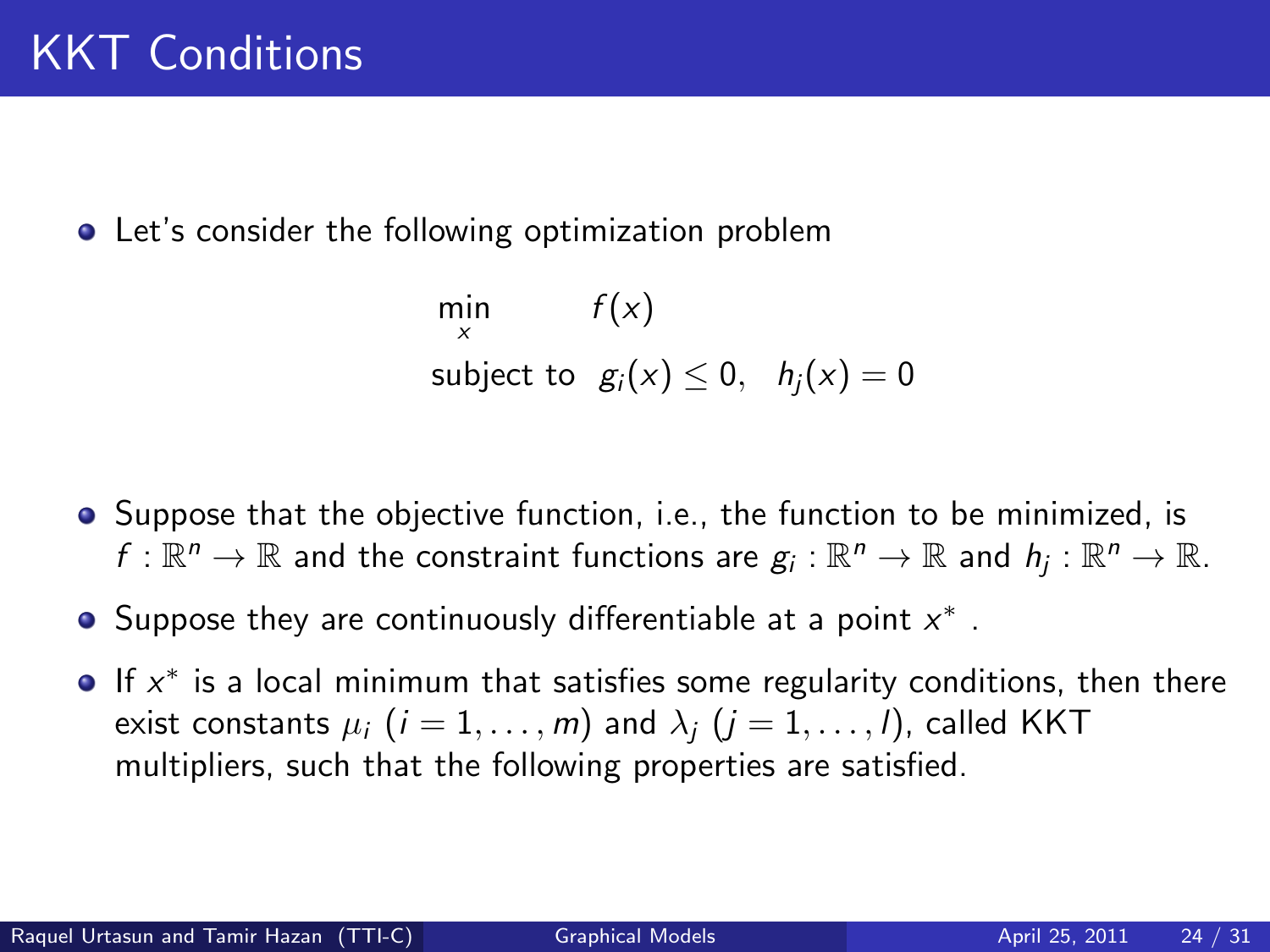# KKT Conditions

- Let's consider the following optimization problem

$$
\begin{aligned}
\min_{x} \quad & f(x) \\
\text{subject to} \quad & g_i(x) \leq 0, \quad h_j(x) = 0
\end{aligned}
$$

- Suppose that the objective function, i.e., the function to be minimized, is $f : \mathbb{R}^n \to \mathbb{R}$ and the constraint functions are $g_i : \mathbb{R}^n \to \mathbb{R}$ and $h_j : \mathbb{R}^n \to \mathbb{R}$.
- Suppose they are continuously differentiable at a point $x^*$ .
- If $x^*$ is a local minimum that satisfies some regularity conditions, then there exist constants $\mu_i$ $(i = 1, \ldots, m)$ and $\lambda_j$ $(j = 1, \ldots, l)$, called KKT multipliers, such that the following properties are satisfied.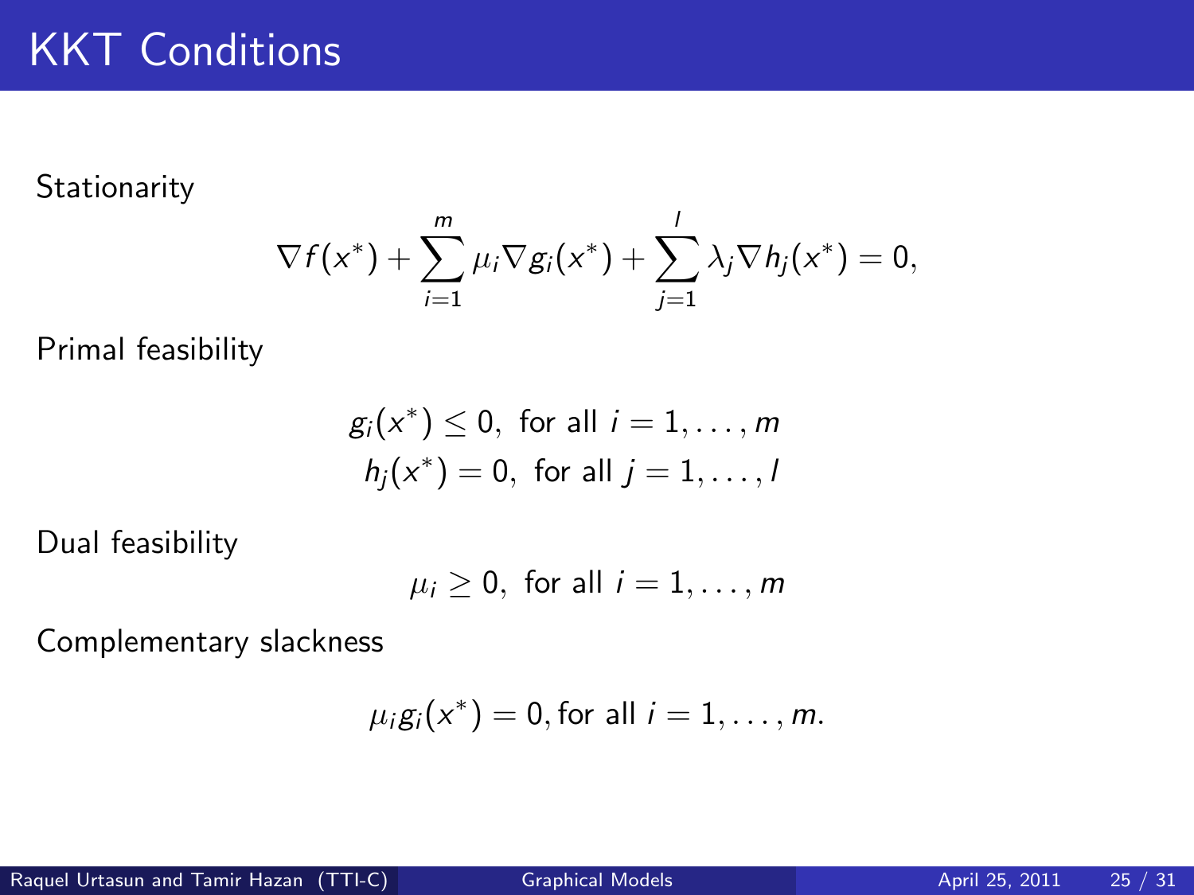# KKT Conditions

Stationarity

$$\nabla f(x^*) + \sum_{i=1}^{m} \mu_i \nabla g_i(x^*) + \sum_{j=1}^{l} \lambda_j \nabla h_j(x^*) = 0,$$

Primal feasibility

$$g_i(x^*) \leq 0, \text{ for all } i = 1, \ldots, m$$
$$h_j(x^*) = 0, \text{ for all } j = 1, \ldots, l$$

Dual feasibility

$$\mu_i \geq 0, \text{ for all } i = 1, \ldots, m$$

Complementary slackness

$$\mu_i g_i(x^*) = 0, \text{for all } i = 1, \ldots, m.$$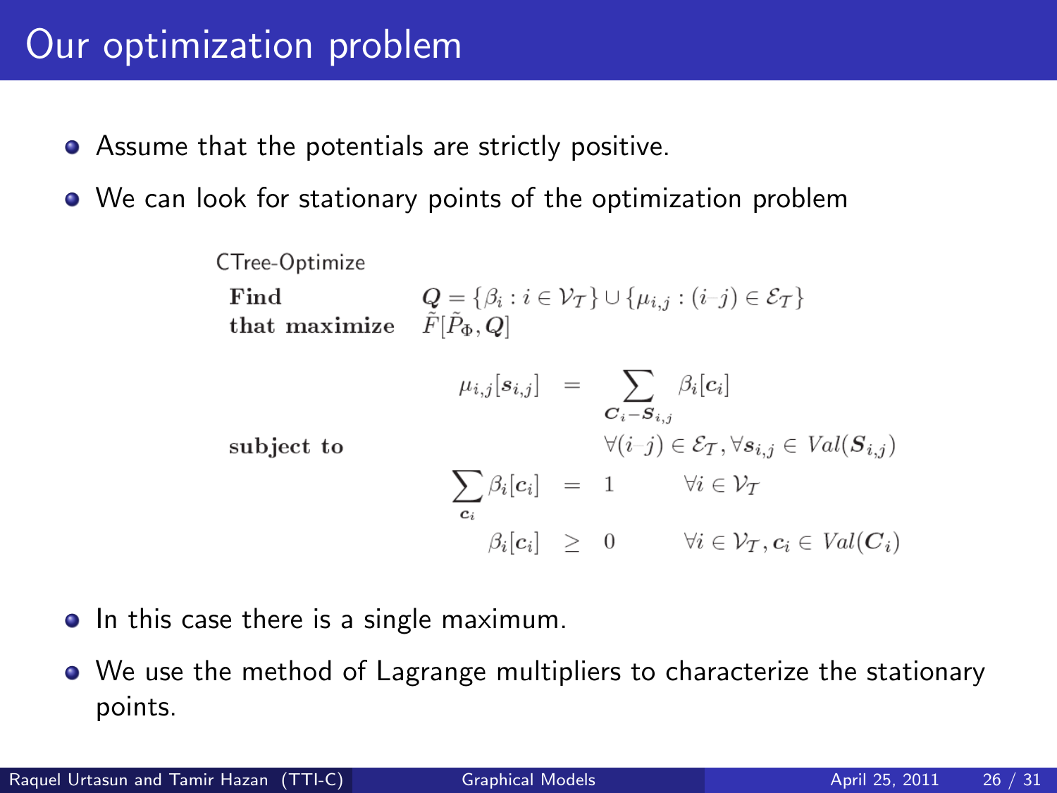# Our optimization problem

- Assume that the potentials are strictly positive.
- We can look for stationary points of the optimization problem

CTree-Optimize

**Find** $\boldsymbol{Q} = \{\beta_i : i \in \mathcal{V}_\mathcal{T}\} \cup \{\mu_{i,j} : (i–j) \in \mathcal{E}_\mathcal{T}\}$

**that maximize** $\tilde{F}[\tilde{P}_\Phi, \boldsymbol{Q}]$

**subject to**

$$
\begin{array}{rcll}
\mu_{i,j}[\boldsymbol{s}_{i,j}] & = & \displaystyle\sum_{\boldsymbol{C}_i - \boldsymbol{S}_{i,j}} \beta_i[\boldsymbol{c}_i] & \\
 & & \forall (i–j) \in \mathcal{E}_\mathcal{T}, \forall \boldsymbol{s}_{i,j} \in Val(\boldsymbol{S}_{i,j}) & \\
\displaystyle\sum_{\boldsymbol{c}_i} \beta_i[\boldsymbol{c}_i] & = & 1 & \forall i \in \mathcal{V}_\mathcal{T} \\
\beta_i[\boldsymbol{c}_i] & \geq & 0 & \forall i \in \mathcal{V}_\mathcal{T}, \boldsymbol{c}_i \in Val(\boldsymbol{C}_i)
\end{array}
$$

- In this case there is a single maximum.
- We use the method of Lagrange multipliers to characterize the stationary points.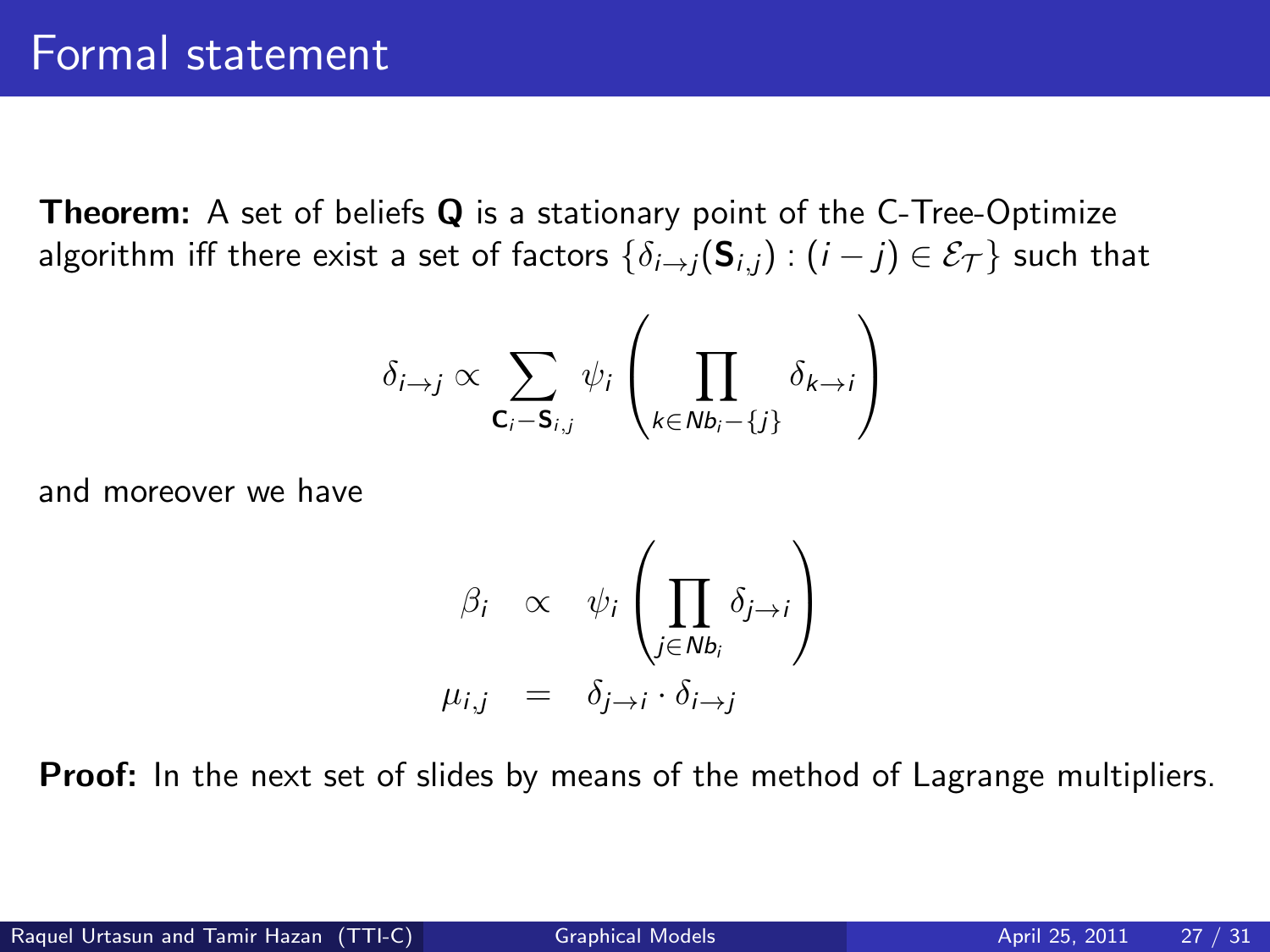# Formal statement

**Theorem:** A set of beliefs $\mathbf{Q}$ is a stationary point of the C-Tree-Optimize algorithm iff there exist a set of factors $\{\delta_{i \to j}(\mathbf{S}_{i,j}) : (i - j) \in \mathcal{E}_\mathcal{T}\}$ such that

$$\delta_{i \to j} \propto \sum_{\mathbf{C}_i - \mathbf{S}_{i,j}} \psi_i \left( \prod_{k \in Nb_i - \{j\}} \delta_{k \to i} \right)$$

and moreover we have

$$\begin{aligned} \beta_i &\propto \psi_i \left( \prod_{j \in Nb_i} \delta_{j \to i} \right) \\ \mu_{i,j} &= \delta_{j \to i} \cdot \delta_{i \to j} \end{aligned}$$

**Proof:** In the next set of slides by means of the method of Lagrange multipliers.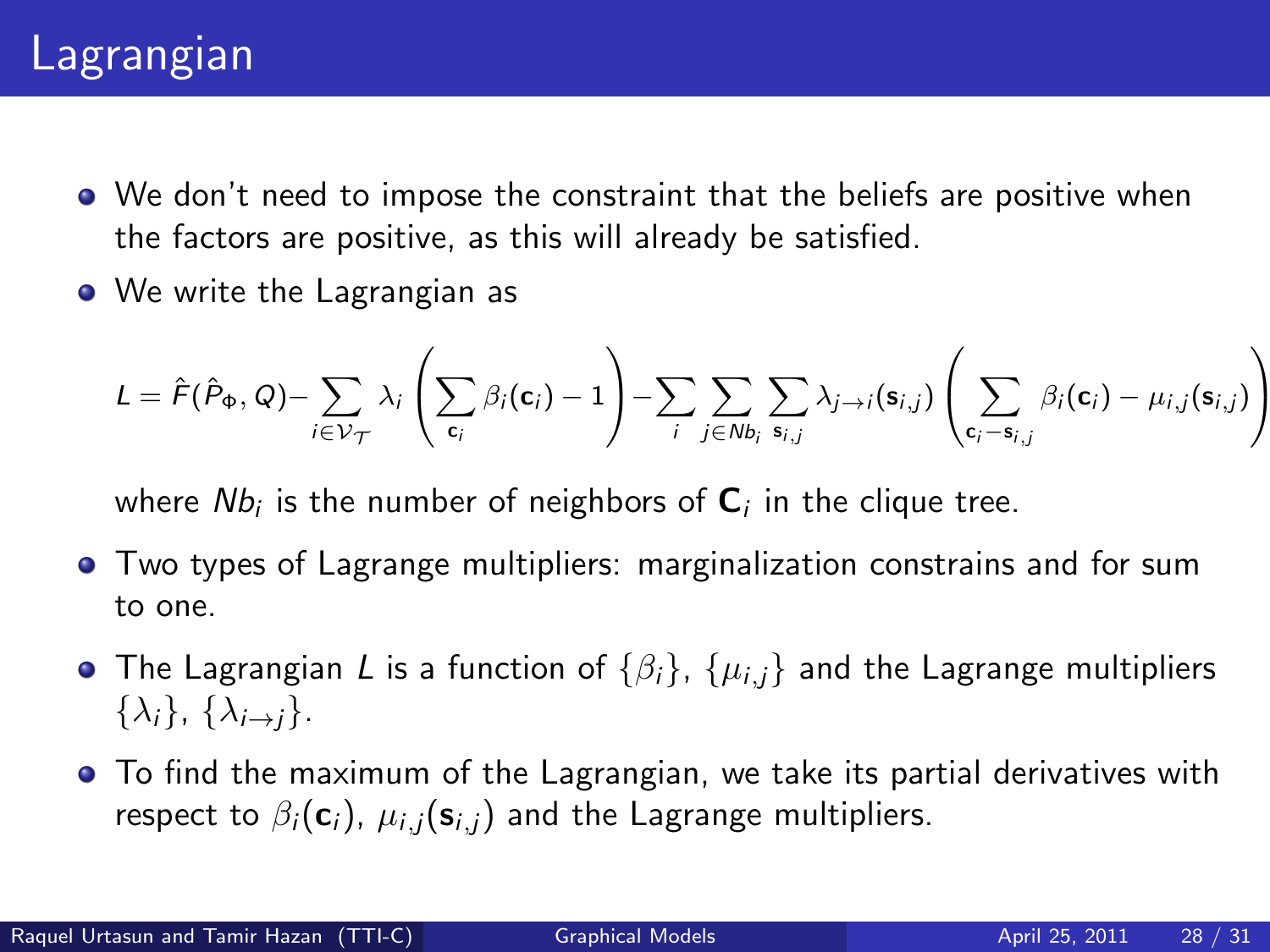# Lagrangian

- We don't need to impose the constraint that the beliefs are positive when the factors are positive, as this will already be satisfied.
- We write the Lagrangian as

$$L = \hat{F}(\hat{P}_\Phi, Q) - \sum_{i \in \mathcal{V}_\mathcal{T}} \lambda_i \left( \sum_{\mathbf{c}_i} \beta_i(\mathbf{c}_i) - 1 \right) - \sum_i \sum_{j \in Nb_i} \sum_{\mathbf{s}_{i,j}} \lambda_{j \to i}(\mathbf{s}_{i,j}) \left( \sum_{\mathbf{c}_i - \mathbf{s}_{i,j}} \beta_i(\mathbf{c}_i) - \mu_{i,j}(\mathbf{s}_{i,j}) \right)$$

  where $Nb_i$ is the number of neighbors of $\mathbf{C}_i$ in the clique tree.
- Two types of Lagrange multipliers: marginalization constrains and for sum to one.
- The Lagrangian $L$ is a function of $\{\beta_i\}$, $\{\mu_{i,j}\}$ and the Lagrange multipliers $\{\lambda_i\}$, $\{\lambda_{i \to j}\}$.
- To find the maximum of the Lagrangian, we take its partial derivatives with respect to $\beta_i(\mathbf{c}_i)$, $\mu_{i,j}(\mathbf{s}_{i,j})$ and the Lagrange multipliers.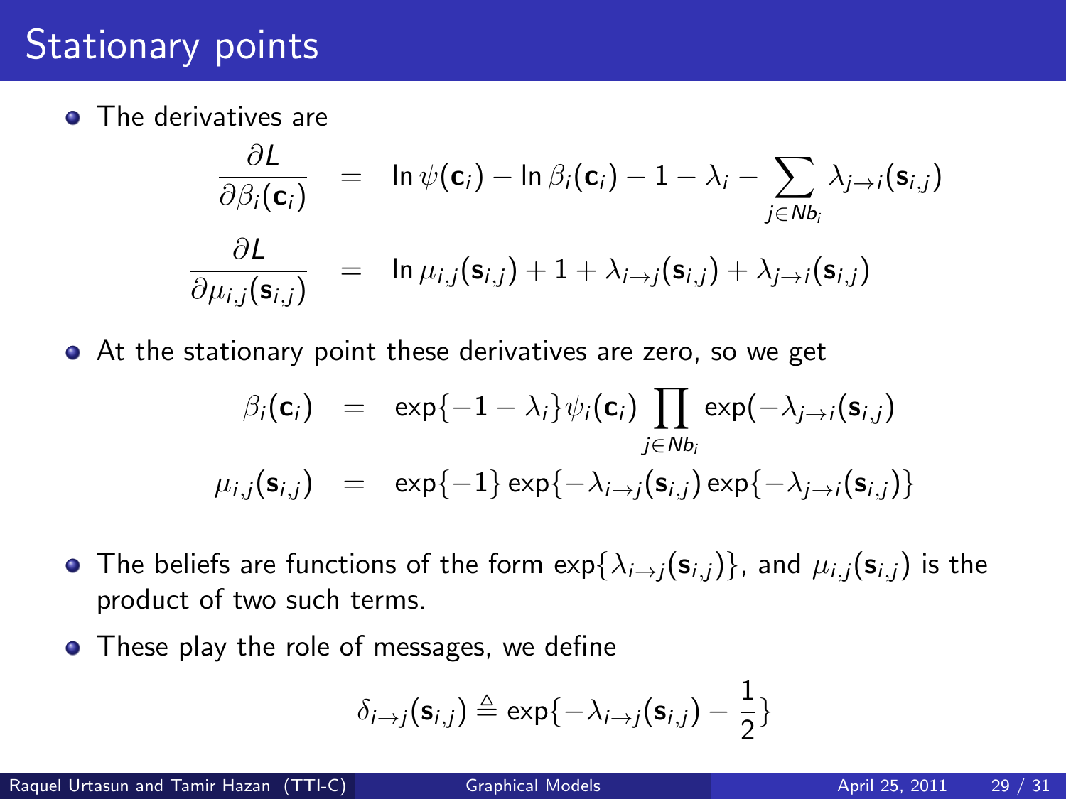# Stationary points

- The derivatives are

$$
\begin{aligned}
\frac{\partial L}{\partial \beta_i(\mathbf{c}_i)} &= \ln \psi(\mathbf{c}_i) - \ln \beta_i(\mathbf{c}_i) - 1 - \lambda_i - \sum_{j \in Nb_i} \lambda_{j \to i}(\mathbf{s}_{i,j}) \\
\frac{\partial L}{\partial \mu_{i,j}(\mathbf{s}_{i,j})} &= \ln \mu_{i,j}(\mathbf{s}_{i,j}) + 1 + \lambda_{i \to j}(\mathbf{s}_{i,j}) + \lambda_{j \to i}(\mathbf{s}_{i,j})
\end{aligned}
$$

- At the stationary point these derivatives are zero, so we get

$$
\begin{aligned}
\beta_i(\mathbf{c}_i) &= \exp\{-1 - \lambda_i\} \psi_i(\mathbf{c}_i) \prod_{j \in Nb_i} \exp(-\lambda_{j \to i}(\mathbf{s}_{i,j})) \\
\mu_{i,j}(\mathbf{s}_{i,j}) &= \exp\{-1\} \exp\{-\lambda_{i \to j}(\mathbf{s}_{i,j}) \exp\{-\lambda_{j \to i}(\mathbf{s}_{i,j})\}
\end{aligned}
$$

- The beliefs are functions of the form $\exp\{\lambda_{i \to j}(\mathbf{s}_{i,j})\}$, and $\mu_{i,j}(\mathbf{s}_{i,j})$ is the product of two such terms.
- These play the role of messages, we define

$$
\delta_{i \to j}(\mathbf{s}_{i,j}) \triangleq \exp\{-\lambda_{i \to j}(\mathbf{s}_{i,j}) - \frac{1}{2}\}
$$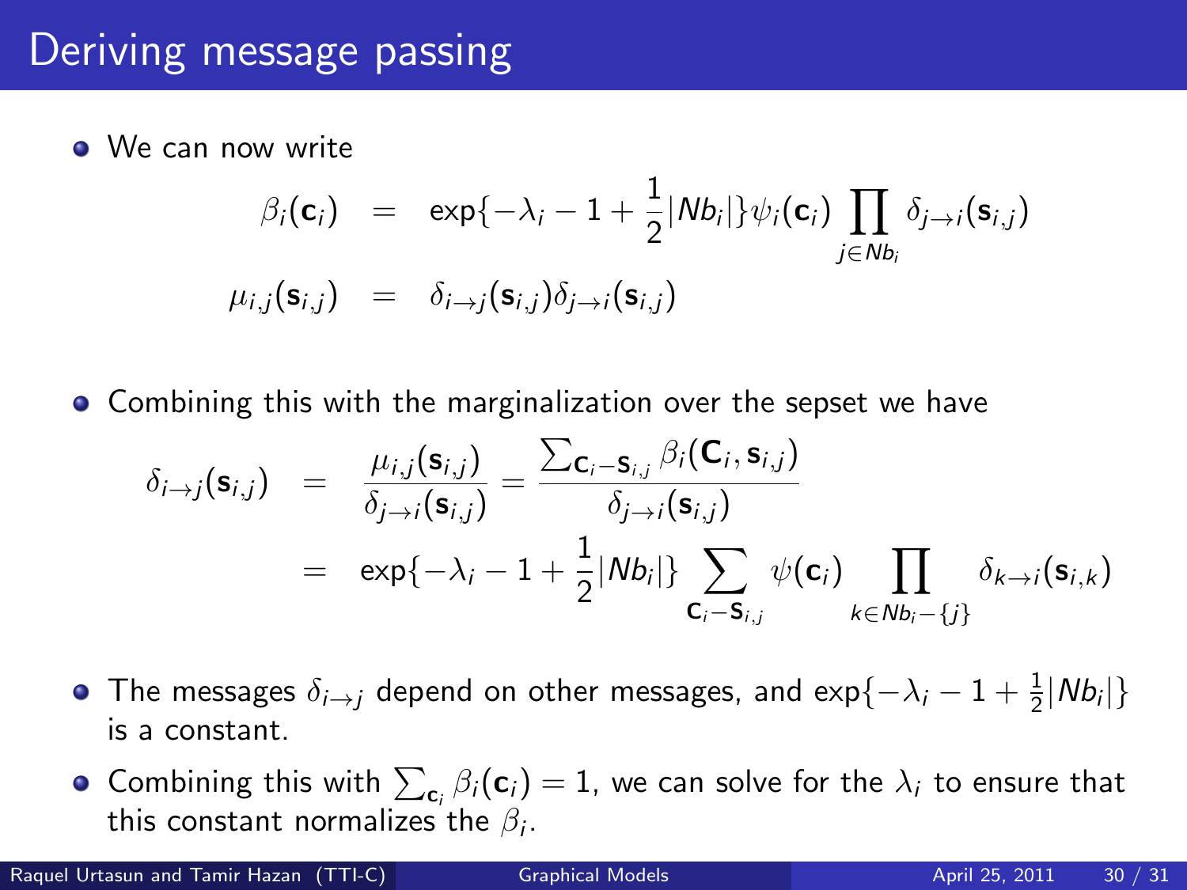# Deriving message passing

- We can now write

$$
\begin{aligned}
\beta_i(\mathbf{c}_i) &= \exp\{-\lambda_i - 1 + \frac{1}{2}|Nb_i|\}\psi_i(\mathbf{c}_i)\prod_{j\in Nb_i}\delta_{j\to i}(\mathbf{s}_{i,j}) \\
\mu_{i,j}(\mathbf{s}_{i,j}) &= \delta_{i\to j}(\mathbf{s}_{i,j})\delta_{j\to i}(\mathbf{s}_{i,j})
\end{aligned}
$$

- Combining this with the marginalization over the sepset we have

$$
\begin{aligned}
\delta_{i\to j}(\mathbf{s}_{i,j}) &= \frac{\mu_{i,j}(\mathbf{s}_{i,j})}{\delta_{j\to i}(\mathbf{s}_{i,j})} = \frac{\sum_{\mathbf{C}_i - \mathbf{S}_{i,j}}\beta_i(\mathbf{C}_i, \mathbf{s}_{i,j})}{\delta_{j\to i}(\mathbf{s}_{i,j})} \\
&= \exp\{-\lambda_i - 1 + \frac{1}{2}|Nb_i|\}\sum_{\mathbf{C}_i - \mathbf{S}_{i,j}}\psi(\mathbf{c}_i)\prod_{k\in Nb_i - \{j\}}\delta_{k\to i}(\mathbf{s}_{i,k})
\end{aligned}
$$

- The messages $\delta_{i\to j}$ depend on other messages, and $\exp\{-\lambda_i - 1 + \frac{1}{2}|Nb_i|\}$ is a constant.
- Combining this with $\sum_{\mathbf{c}_i}\beta_i(\mathbf{c}_i) = 1$, we can solve for the $\lambda_i$ to ensure that this constant normalizes the $\beta_i$.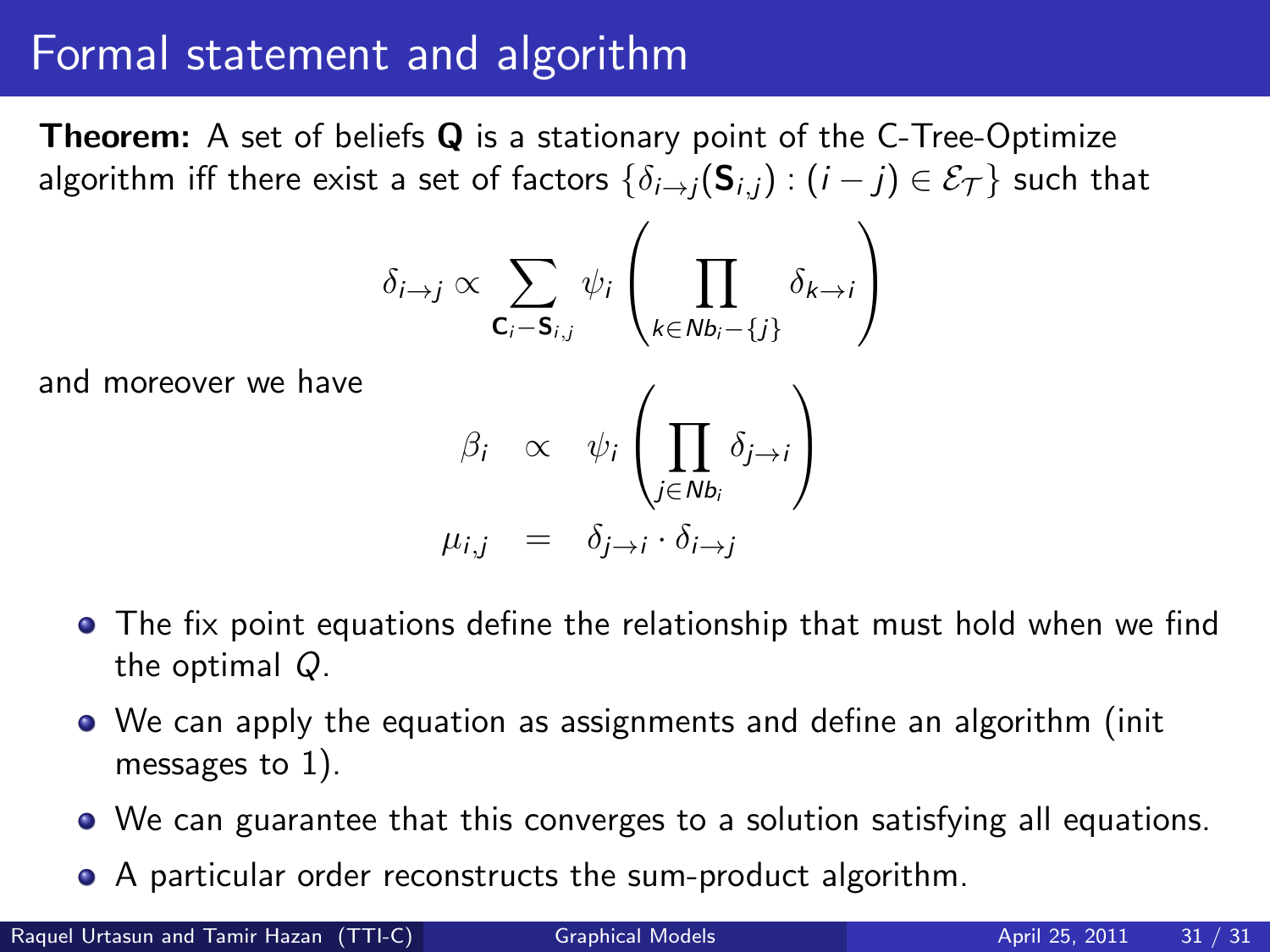# Formal statement and algorithm

**Theorem:** A set of beliefs **Q** is a stationary point of the C-Tree-Optimize algorithm iff there exist a set of factors $\{\delta_{i \to j}(\mathbf{S}_{i,j}) : (i - j) \in \mathcal{E}_\mathcal{T}\}$ such that

$$\delta_{i \to j} \propto \sum_{\mathbf{C}_i - \mathbf{S}_{i,j}} \psi_i \left( \prod_{k \in Nb_i - \{j\}} \delta_{k \to i} \right)$$

and moreover we have

$$\begin{aligned} \beta_i &\propto \psi_i \left( \prod_{j \in Nb_i} \delta_{j \to i} \right) \\ \mu_{i,j} &= \delta_{j \to i} \cdot \delta_{i \to j} \end{aligned}$$

- The fix point equations define the relationship that must hold when we find the optimal $Q$.
- We can apply the equation as assignments and define an algorithm (init messages to 1).
- We can guarantee that this converges to a solution satisfying all equations.
- A particular order reconstructs the sum-product algorithm.